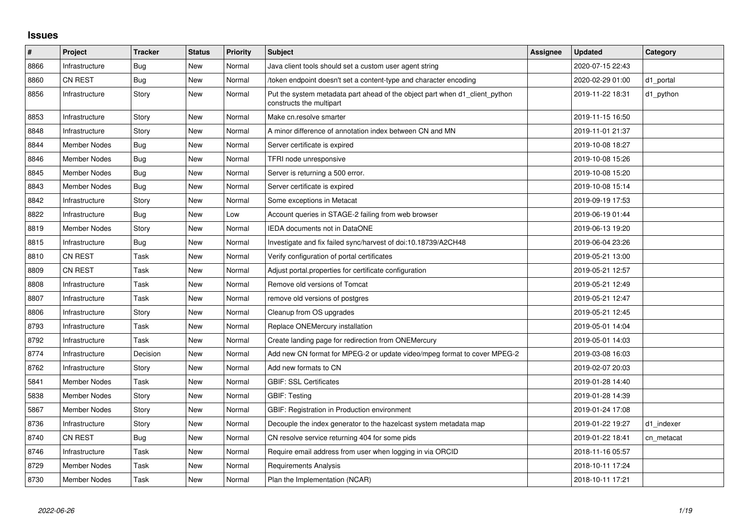## Issues

| # | Project | Tracker | Status | Priority | Subject | Assignee | Updated | Category |
|---|---|---|---|---|---|---|---|---|
| 8866 | Infrastructure | Bug | New | Normal | Java client tools should set a custom user agent string | | 2020-07-15 22:43 | |
| 8860 | CN REST | Bug | New | Normal | /token endpoint doesn't set a content-type and character encoding | | 2020-02-29 01:00 | d1_portal |
| 8856 | Infrastructure | Story | New | Normal | Put the system metadata part ahead of the object part when d1_client_python constructs the multipart | | 2019-11-22 18:31 | d1_python |
| 8853 | Infrastructure | Story | New | Normal | Make cn.resolve smarter | | 2019-11-15 16:50 | |
| 8848 | Infrastructure | Story | New | Normal | A minor difference of annotation index between CN and MN | | 2019-11-01 21:37 | |
| 8844 | Member Nodes | Bug | New | Normal | Server certificate is expired | | 2019-10-08 18:27 | |
| 8846 | Member Nodes | Bug | New | Normal | TFRI node unresponsive | | 2019-10-08 15:26 | |
| 8845 | Member Nodes | Bug | New | Normal | Server is returning a 500 error. | | 2019-10-08 15:20 | |
| 8843 | Member Nodes | Bug | New | Normal | Server certificate is expired | | 2019-10-08 15:14 | |
| 8842 | Infrastructure | Story | New | Normal | Some exceptions in Metacat | | 2019-09-19 17:53 | |
| 8822 | Infrastructure | Bug | New | Low | Account queries in STAGE-2 failing from web browser | | 2019-06-19 01:44 | |
| 8819 | Member Nodes | Story | New | Normal | IEDA documents not in DataONE | | 2019-06-13 19:20 | |
| 8815 | Infrastructure | Bug | New | Normal | Investigate and fix failed sync/harvest of doi:10.18739/A2CH48 | | 2019-06-04 23:26 | |
| 8810 | CN REST | Task | New | Normal | Verify configuration of portal certificates | | 2019-05-21 13:00 | |
| 8809 | CN REST | Task | New | Normal | Adjust portal.properties for certificate configuration | | 2019-05-21 12:57 | |
| 8808 | Infrastructure | Task | New | Normal | Remove old versions of Tomcat | | 2019-05-21 12:49 | |
| 8807 | Infrastructure | Task | New | Normal | remove old versions of postgres | | 2019-05-21 12:47 | |
| 8806 | Infrastructure | Story | New | Normal | Cleanup from OS upgrades | | 2019-05-21 12:45 | |
| 8793 | Infrastructure | Task | New | Normal | Replace ONEMercury installation | | 2019-05-01 14:04 | |
| 8792 | Infrastructure | Task | New | Normal | Create landing page for redirection from ONEMercury | | 2019-05-01 14:03 | |
| 8774 | Infrastructure | Decision | New | Normal | Add new CN format for MPEG-2 or update video/mpeg format to cover MPEG-2 | | 2019-03-08 16:03 | |
| 8762 | Infrastructure | Story | New | Normal | Add new formats to CN | | 2019-02-07 20:03 | |
| 5841 | Member Nodes | Task | New | Normal | GBIF: SSL Certificates | | 2019-01-28 14:40 | |
| 5838 | Member Nodes | Story | New | Normal | GBIF: Testing | | 2019-01-28 14:39 | |
| 5867 | Member Nodes | Story | New | Normal | GBIF: Registration in Production environment | | 2019-01-24 17:08 | |
| 8736 | Infrastructure | Story | New | Normal | Decouple the index generator to the hazelcast system metadata map | | 2019-01-22 19:27 | d1_indexer |
| 8740 | CN REST | Bug | New | Normal | CN resolve service returning 404 for some pids | | 2019-01-22 18:41 | cn_metacat |
| 8746 | Infrastructure | Task | New | Normal | Require email address from user when logging in via ORCID | | 2018-11-16 05:57 | |
| 8729 | Member Nodes | Task | New | Normal | Requirements Analysis | | 2018-10-11 17:24 | |
| 8730 | Member Nodes | Task | New | Normal | Plan the Implementation (NCAR) | | 2018-10-11 17:21 | |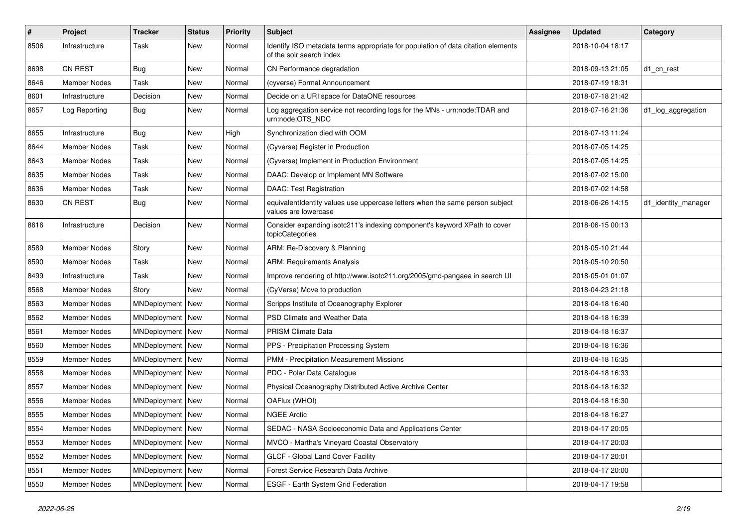| # | Project | Tracker | Status | Priority | Subject | Assignee | Updated | Category |
|---|---|---|---|---|---|---|---|---|
| 8506 | Infrastructure | Task | New | Normal | Identify ISO metadata terms appropriate for population of data citation elements of the solr search index | | 2018-10-04 18:17 | |
| 8698 | CN REST | Bug | New | Normal | CN Performance degradation | | 2018-09-13 21:05 | d1_cn_rest |
| 8646 | Member Nodes | Task | New | Normal | (cyverse) Formal Announcement | | 2018-07-19 18:31 | |
| 8601 | Infrastructure | Decision | New | Normal | Decide on a URI space for DataONE resources | | 2018-07-18 21:42 | |
| 8657 | Log Reporting | Bug | New | Normal | Log aggregation service not recording logs for the MNs - urn:node:TDAR and urn:node:OTS_NDC | | 2018-07-16 21:36 | d1_log_aggregation |
| 8655 | Infrastructure | Bug | New | High | Synchronization died with OOM | | 2018-07-13 11:24 | |
| 8644 | Member Nodes | Task | New | Normal | (Cyverse) Register in Production | | 2018-07-05 14:25 | |
| 8643 | Member Nodes | Task | New | Normal | (Cyverse) Implement in Production Environment | | 2018-07-05 14:25 | |
| 8635 | Member Nodes | Task | New | Normal | DAAC: Develop or Implement MN Software | | 2018-07-02 15:00 | |
| 8636 | Member Nodes | Task | New | Normal | DAAC: Test Registration | | 2018-07-02 14:58 | |
| 8630 | CN REST | Bug | New | Normal | equivalentIdentity values use uppercase letters when the same person subject values are lowercase | | 2018-06-26 14:15 | d1_identity_manager |
| 8616 | Infrastructure | Decision | New | Normal | Consider expanding isotc211's indexing component's keyword XPath to cover topicCategories | | 2018-06-15 00:13 | |
| 8589 | Member Nodes | Story | New | Normal | ARM: Re-Discovery & Planning | | 2018-05-10 21:44 | |
| 8590 | Member Nodes | Task | New | Normal | ARM: Requirements Analysis | | 2018-05-10 20:50 | |
| 8499 | Infrastructure | Task | New | Normal | Improve rendering of http://www.isotc211.org/2005/gmd-pangaea in search UI | | 2018-05-01 01:07 | |
| 8568 | Member Nodes | Story | New | Normal | (CyVerse) Move to production | | 2018-04-23 21:18 | |
| 8563 | Member Nodes | MNDeployment | New | Normal | Scripps Institute of Oceanography Explorer | | 2018-04-18 16:40 | |
| 8562 | Member Nodes | MNDeployment | New | Normal | PSD Climate and Weather Data | | 2018-04-18 16:39 | |
| 8561 | Member Nodes | MNDeployment | New | Normal | PRISM Climate Data | | 2018-04-18 16:37 | |
| 8560 | Member Nodes | MNDeployment | New | Normal | PPS - Precipitation Processing System | | 2018-04-18 16:36 | |
| 8559 | Member Nodes | MNDeployment | New | Normal | PMM - Precipitation Measurement Missions | | 2018-04-18 16:35 | |
| 8558 | Member Nodes | MNDeployment | New | Normal | PDC - Polar Data Catalogue | | 2018-04-18 16:33 | |
| 8557 | Member Nodes | MNDeployment | New | Normal | Physical Oceanography Distributed Active Archive Center | | 2018-04-18 16:32 | |
| 8556 | Member Nodes | MNDeployment | New | Normal | OAFlux (WHOI) | | 2018-04-18 16:30 | |
| 8555 | Member Nodes | MNDeployment | New | Normal | NGEE Arctic | | 2018-04-18 16:27 | |
| 8554 | Member Nodes | MNDeployment | New | Normal | SEDAC - NASA Socioeconomic Data and Applications Center | | 2018-04-17 20:05 | |
| 8553 | Member Nodes | MNDeployment | New | Normal | MVCO - Martha's Vineyard Coastal Observatory | | 2018-04-17 20:03 | |
| 8552 | Member Nodes | MNDeployment | New | Normal | GLCF - Global Land Cover Facility | | 2018-04-17 20:01 | |
| 8551 | Member Nodes | MNDeployment | New | Normal | Forest Service Research Data Archive | | 2018-04-17 20:00 | |
| 8550 | Member Nodes | MNDeployment | New | Normal | ESGF - Earth System Grid Federation | | 2018-04-17 19:58 | |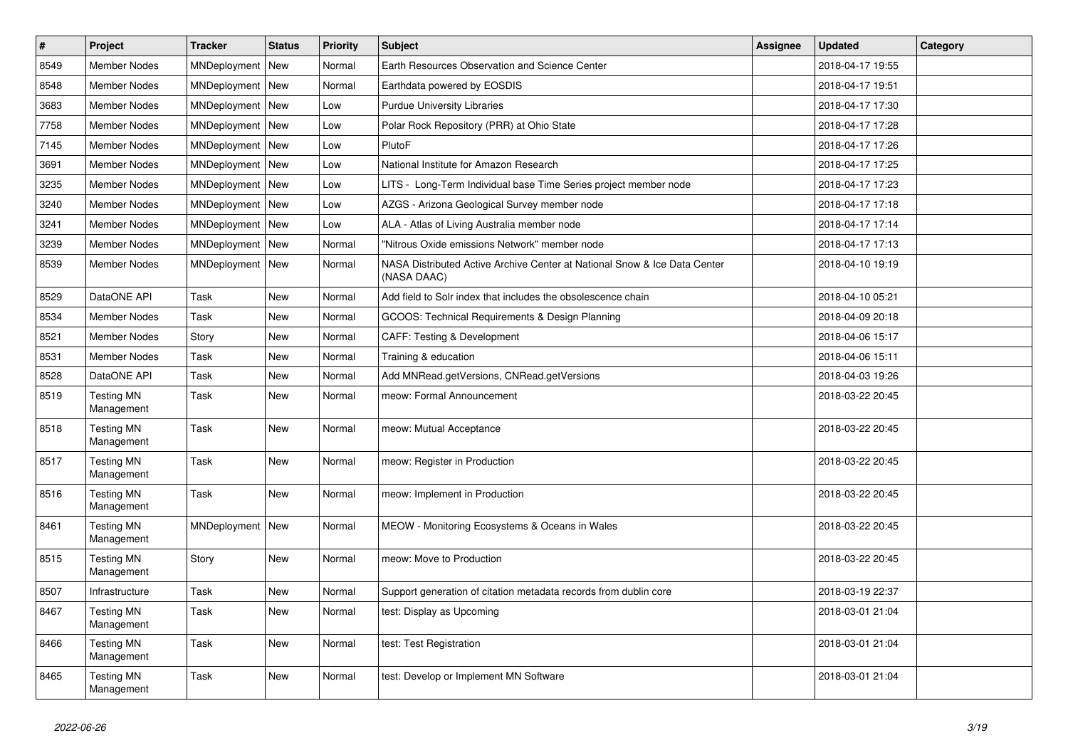| # | Project | Tracker | Status | Priority | Subject | Assignee | Updated | Category |
|---|---|---|---|---|---|---|---|---|
| 8549 | Member Nodes | MNDeployment | New | Normal | Earth Resources Observation and Science Center | | 2018-04-17 19:55 | |
| 8548 | Member Nodes | MNDeployment | New | Normal | Earthdata powered by EOSDIS | | 2018-04-17 19:51 | |
| 3683 | Member Nodes | MNDeployment | New | Low | Purdue University Libraries | | 2018-04-17 17:30 | |
| 7758 | Member Nodes | MNDeployment | New | Low | Polar Rock Repository (PRR) at Ohio State | | 2018-04-17 17:28 | |
| 7145 | Member Nodes | MNDeployment | New | Low | PlutoF | | 2018-04-17 17:26 | |
| 3691 | Member Nodes | MNDeployment | New | Low | National Institute for Amazon Research | | 2018-04-17 17:25 | |
| 3235 | Member Nodes | MNDeployment | New | Low | LITS - Long-Term Individual base Time Series project member node | | 2018-04-17 17:23 | |
| 3240 | Member Nodes | MNDeployment | New | Low | AZGS - Arizona Geological Survey member node | | 2018-04-17 17:18 | |
| 3241 | Member Nodes | MNDeployment | New | Low | ALA - Atlas of Living Australia member node | | 2018-04-17 17:14 | |
| 3239 | Member Nodes | MNDeployment | New | Normal | "Nitrous Oxide emissions Network" member node | | 2018-04-17 17:13 | |
| 8539 | Member Nodes | MNDeployment | New | Normal | NASA Distributed Active Archive Center at National Snow & Ice Data Center (NASA DAAC) | | 2018-04-10 19:19 | |
| 8529 | DataONE API | Task | New | Normal | Add field to Solr index that includes the obsolescence chain | | 2018-04-10 05:21 | |
| 8534 | Member Nodes | Task | New | Normal | GCOOS: Technical Requirements & Design Planning | | 2018-04-09 20:18 | |
| 8521 | Member Nodes | Story | New | Normal | CAFF: Testing & Development | | 2018-04-06 15:17 | |
| 8531 | Member Nodes | Task | New | Normal | Training & education | | 2018-04-06 15:11 | |
| 8528 | DataONE API | Task | New | Normal | Add MNRead.getVersions, CNRead.getVersions | | 2018-04-03 19:26 | |
| 8519 | Testing MN Management | Task | New | Normal | meow: Formal Announcement | | 2018-03-22 20:45 | |
| 8518 | Testing MN Management | Task | New | Normal | meow: Mutual Acceptance | | 2018-03-22 20:45 | |
| 8517 | Testing MN Management | Task | New | Normal | meow: Register in Production | | 2018-03-22 20:45 | |
| 8516 | Testing MN Management | Task | New | Normal | meow: Implement in Production | | 2018-03-22 20:45 | |
| 8461 | Testing MN Management | MNDeployment | New | Normal | MEOW - Monitoring Ecosystems & Oceans in Wales | | 2018-03-22 20:45 | |
| 8515 | Testing MN Management | Story | New | Normal | meow: Move to Production | | 2018-03-22 20:45 | |
| 8507 | Infrastructure | Task | New | Normal | Support generation of citation metadata records from dublin core | | 2018-03-19 22:37 | |
| 8467 | Testing MN Management | Task | New | Normal | test: Display as Upcoming | | 2018-03-01 21:04 | |
| 8466 | Testing MN Management | Task | New | Normal | test: Test Registration | | 2018-03-01 21:04 | |
| 8465 | Testing MN Management | Task | New | Normal | test: Develop or Implement MN Software | | 2018-03-01 21:04 | |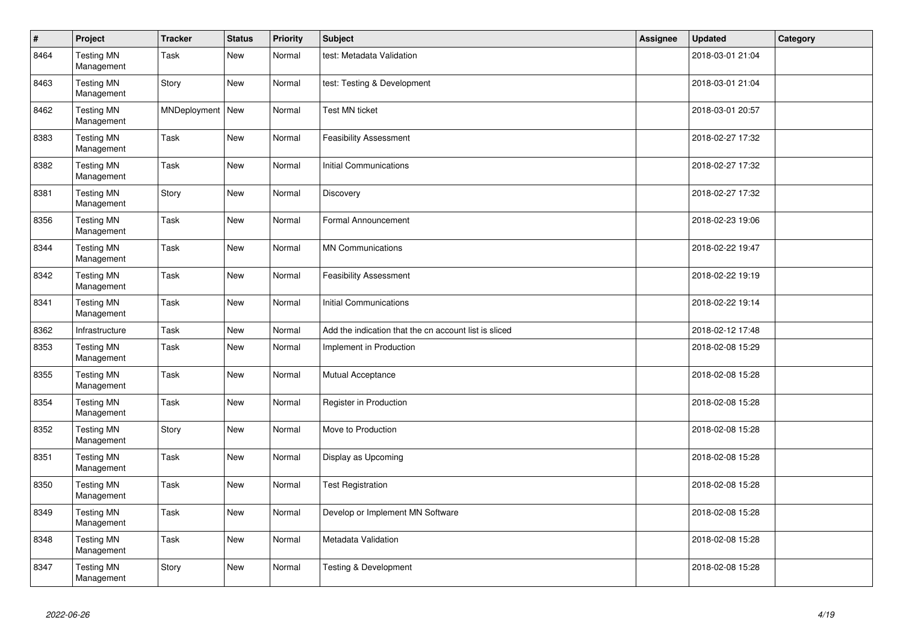| # | Project | Tracker | Status | Priority | Subject | Assignee | Updated | Category |
|---|---|---|---|---|---|---|---|---|
| 8464 | Testing MN Management | Task | New | Normal | test: Metadata Validation | | 2018-03-01 21:04 | |
| 8463 | Testing MN Management | Story | New | Normal | test: Testing & Development | | 2018-03-01 21:04 | |
| 8462 | Testing MN Management | MNDeployment | New | Normal | Test MN ticket | | 2018-03-01 20:57 | |
| 8383 | Testing MN Management | Task | New | Normal | Feasibility Assessment | | 2018-02-27 17:32 | |
| 8382 | Testing MN Management | Task | New | Normal | Initial Communications | | 2018-02-27 17:32 | |
| 8381 | Testing MN Management | Story | New | Normal | Discovery | | 2018-02-27 17:32 | |
| 8356 | Testing MN Management | Task | New | Normal | Formal Announcement | | 2018-02-23 19:06 | |
| 8344 | Testing MN Management | Task | New | Normal | MN Communications | | 2018-02-22 19:47 | |
| 8342 | Testing MN Management | Task | New | Normal | Feasibility Assessment | | 2018-02-22 19:19 | |
| 8341 | Testing MN Management | Task | New | Normal | Initial Communications | | 2018-02-22 19:14 | |
| 8362 | Infrastructure | Task | New | Normal | Add the indication that the cn account list is sliced | | 2018-02-12 17:48 | |
| 8353 | Testing MN Management | Task | New | Normal | Implement in Production | | 2018-02-08 15:29 | |
| 8355 | Testing MN Management | Task | New | Normal | Mutual Acceptance | | 2018-02-08 15:28 | |
| 8354 | Testing MN Management | Task | New | Normal | Register in Production | | 2018-02-08 15:28 | |
| 8352 | Testing MN Management | Story | New | Normal | Move to Production | | 2018-02-08 15:28 | |
| 8351 | Testing MN Management | Task | New | Normal | Display as Upcoming | | 2018-02-08 15:28 | |
| 8350 | Testing MN Management | Task | New | Normal | Test Registration | | 2018-02-08 15:28 | |
| 8349 | Testing MN Management | Task | New | Normal | Develop or Implement MN Software | | 2018-02-08 15:28 | |
| 8348 | Testing MN Management | Task | New | Normal | Metadata Validation | | 2018-02-08 15:28 | |
| 8347 | Testing MN Management | Story | New | Normal | Testing & Development | | 2018-02-08 15:28 | |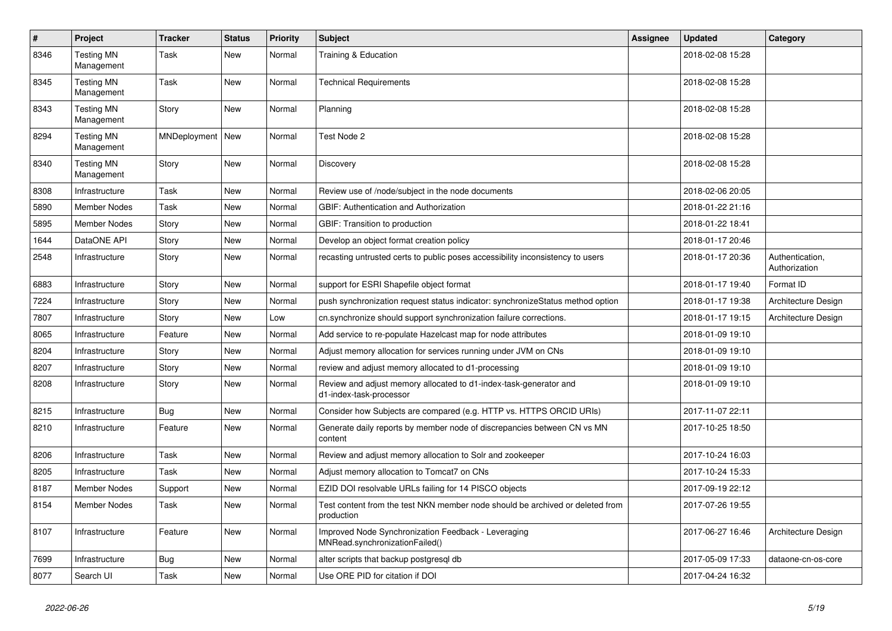| # | Project | Tracker | Status | Priority | Subject | Assignee | Updated | Category |
|---|---|---|---|---|---|---|---|---|
| 8346 | Testing MN Management | Task | New | Normal | Training & Education | | 2018-02-08 15:28 | |
| 8345 | Testing MN Management | Task | New | Normal | Technical Requirements | | 2018-02-08 15:28 | |
| 8343 | Testing MN Management | Story | New | Normal | Planning | | 2018-02-08 15:28 | |
| 8294 | Testing MN Management | MNDeployment | New | Normal | Test Node 2 | | 2018-02-08 15:28 | |
| 8340 | Testing MN Management | Story | New | Normal | Discovery | | 2018-02-08 15:28 | |
| 8308 | Infrastructure | Task | New | Normal | Review use of /node/subject in the node documents | | 2018-02-06 20:05 | |
| 5890 | Member Nodes | Task | New | Normal | GBIF: Authentication and Authorization | | 2018-01-22 21:16 | |
| 5895 | Member Nodes | Story | New | Normal | GBIF: Transition to production | | 2018-01-22 18:41 | |
| 1644 | DataONE API | Story | New | Normal | Develop an object format creation policy | | 2018-01-17 20:46 | |
| 2548 | Infrastructure | Story | New | Normal | recasting untrusted certs to public poses accessibility inconsistency to users | | 2018-01-17 20:36 | Authentication, Authorization |
| 6883 | Infrastructure | Story | New | Normal | support for ESRI Shapefile object format | | 2018-01-17 19:40 | Format ID |
| 7224 | Infrastructure | Story | New | Normal | push synchronization request status indicator: synchronizeStatus method option | | 2018-01-17 19:38 | Architecture Design |
| 7807 | Infrastructure | Story | New | Low | cn.synchronize should support synchronization failure corrections. | | 2018-01-17 19:15 | Architecture Design |
| 8065 | Infrastructure | Feature | New | Normal | Add service to re-populate Hazelcast map for node attributes | | 2018-01-09 19:10 | |
| 8204 | Infrastructure | Story | New | Normal | Adjust memory allocation for services running under JVM on CNs | | 2018-01-09 19:10 | |
| 8207 | Infrastructure | Story | New | Normal | review and adjust memory allocated to d1-processing | | 2018-01-09 19:10 | |
| 8208 | Infrastructure | Story | New | Normal | Review and adjust memory allocated to d1-index-task-generator and d1-index-task-processor | | 2018-01-09 19:10 | |
| 8215 | Infrastructure | Bug | New | Normal | Consider how Subjects are compared (e.g. HTTP vs. HTTPS ORCID URIs) | | 2017-11-07 22:11 | |
| 8210 | Infrastructure | Feature | New | Normal | Generate daily reports by member node of discrepancies between CN vs MN content | | 2017-10-25 18:50 | |
| 8206 | Infrastructure | Task | New | Normal | Review and adjust memory allocation to Solr and zookeeper | | 2017-10-24 16:03 | |
| 8205 | Infrastructure | Task | New | Normal | Adjust memory allocation to Tomcat7 on CNs | | 2017-10-24 15:33 | |
| 8187 | Member Nodes | Support | New | Normal | EZID DOI resolvable URLs failing for 14 PISCO objects | | 2017-09-19 22:12 | |
| 8154 | Member Nodes | Task | New | Normal | Test content from the test NKN member node should be archived or deleted from production | | 2017-07-26 19:55 | |
| 8107 | Infrastructure | Feature | New | Normal | Improved Node Synchronization Feedback - Leveraging MNRead.synchronizationFailed() | | 2017-06-27 16:46 | Architecture Design |
| 7699 | Infrastructure | Bug | New | Normal | alter scripts that backup postgresql db | | 2017-05-09 17:33 | dataone-cn-os-core |
| 8077 | Search UI | Task | New | Normal | Use ORE PID for citation if DOI | | 2017-04-24 16:32 | |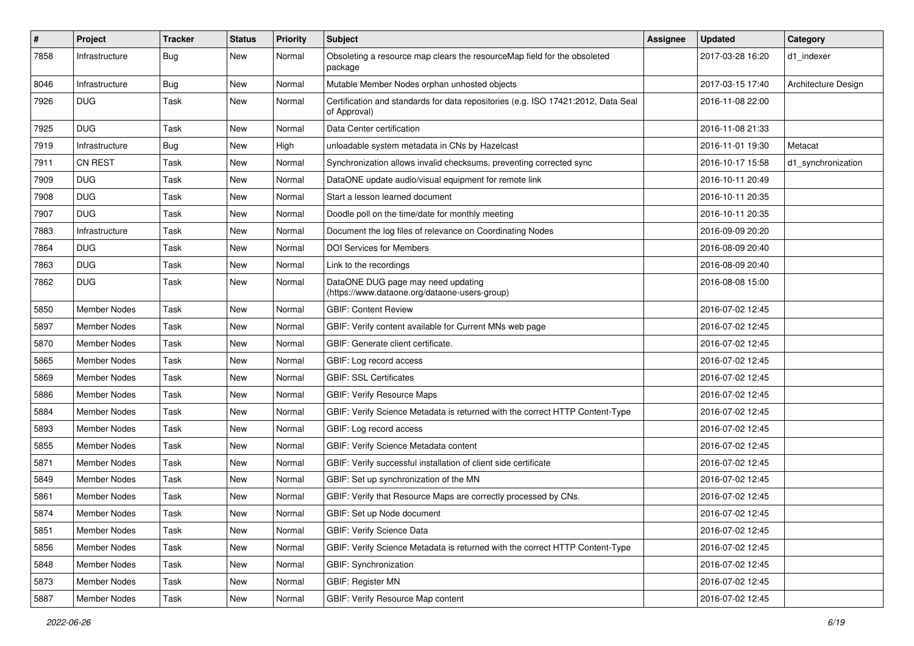| # | Project | Tracker | Status | Priority | Subject | Assignee | Updated | Category |
|---|---|---|---|---|---|---|---|---|
| 7858 | Infrastructure | Bug | New | Normal | Obsoleting a resource map clears the resourceMap field for the obsoleted package | | 2017-03-28 16:20 | d1_indexer |
| 8046 | Infrastructure | Bug | New | Normal | Mutable Member Nodes orphan unhosted objects | | 2017-03-15 17:40 | Architecture Design |
| 7926 | DUG | Task | New | Normal | Certification and standards for data repositories (e.g. ISO 17421:2012, Data Seal of Approval) | | 2016-11-08 22:00 | |
| 7925 | DUG | Task | New | Normal | Data Center certification | | 2016-11-08 21:33 | |
| 7919 | Infrastructure | Bug | New | High | unloadable system metadata in CNs by Hazelcast | | 2016-11-01 19:30 | Metacat |
| 7911 | CN REST | Task | New | Normal | Synchronization allows invalid checksums, preventing corrected sync | | 2016-10-17 15:58 | d1_synchronization |
| 7909 | DUG | Task | New | Normal | DataONE update audio/visual equipment for remote link | | 2016-10-11 20:49 | |
| 7908 | DUG | Task | New | Normal | Start a lesson learned document | | 2016-10-11 20:35 | |
| 7907 | DUG | Task | New | Normal | Doodle poll on the time/date for monthly meeting | | 2016-10-11 20:35 | |
| 7883 | Infrastructure | Task | New | Normal | Document the log files of relevance on Coordinating Nodes | | 2016-09-09 20:20 | |
| 7864 | DUG | Task | New | Normal | DOI Services for Members | | 2016-08-09 20:40 | |
| 7863 | DUG | Task | New | Normal | Link to the recordings | | 2016-08-09 20:40 | |
| 7862 | DUG | Task | New | Normal | DataONE DUG page may need updating (https://www.dataone.org/dataone-users-group) | | 2016-08-08 15:00 | |
| 5850 | Member Nodes | Task | New | Normal | GBIF: Content Review | | 2016-07-02 12:45 | |
| 5897 | Member Nodes | Task | New | Normal | GBIF: Verify content available for Current MNs web page | | 2016-07-02 12:45 | |
| 5870 | Member Nodes | Task | New | Normal | GBIF: Generate client certificate. | | 2016-07-02 12:45 | |
| 5865 | Member Nodes | Task | New | Normal | GBIF: Log record access | | 2016-07-02 12:45 | |
| 5869 | Member Nodes | Task | New | Normal | GBIF: SSL Certificates | | 2016-07-02 12:45 | |
| 5886 | Member Nodes | Task | New | Normal | GBIF: Verify Resource Maps | | 2016-07-02 12:45 | |
| 5884 | Member Nodes | Task | New | Normal | GBIF: Verify Science Metadata is returned with the correct HTTP Content-Type | | 2016-07-02 12:45 | |
| 5893 | Member Nodes | Task | New | Normal | GBIF: Log record access | | 2016-07-02 12:45 | |
| 5855 | Member Nodes | Task | New | Normal | GBIF: Verify Science Metadata content | | 2016-07-02 12:45 | |
| 5871 | Member Nodes | Task | New | Normal | GBIF: Verify successful installation of client side certificate | | 2016-07-02 12:45 | |
| 5849 | Member Nodes | Task | New | Normal | GBIF: Set up synchronization of the MN | | 2016-07-02 12:45 | |
| 5861 | Member Nodes | Task | New | Normal | GBIF: Verify that Resource Maps are correctly processed by CNs. | | 2016-07-02 12:45 | |
| 5874 | Member Nodes | Task | New | Normal | GBIF: Set up Node document | | 2016-07-02 12:45 | |
| 5851 | Member Nodes | Task | New | Normal | GBIF: Verify Science Data | | 2016-07-02 12:45 | |
| 5856 | Member Nodes | Task | New | Normal | GBIF: Verify Science Metadata is returned with the correct HTTP Content-Type | | 2016-07-02 12:45 | |
| 5848 | Member Nodes | Task | New | Normal | GBIF: Synchronization | | 2016-07-02 12:45 | |
| 5873 | Member Nodes | Task | New | Normal | GBIF: Register MN | | 2016-07-02 12:45 | |
| 5887 | Member Nodes | Task | New | Normal | GBIF: Verify Resource Map content | | 2016-07-02 12:45 | |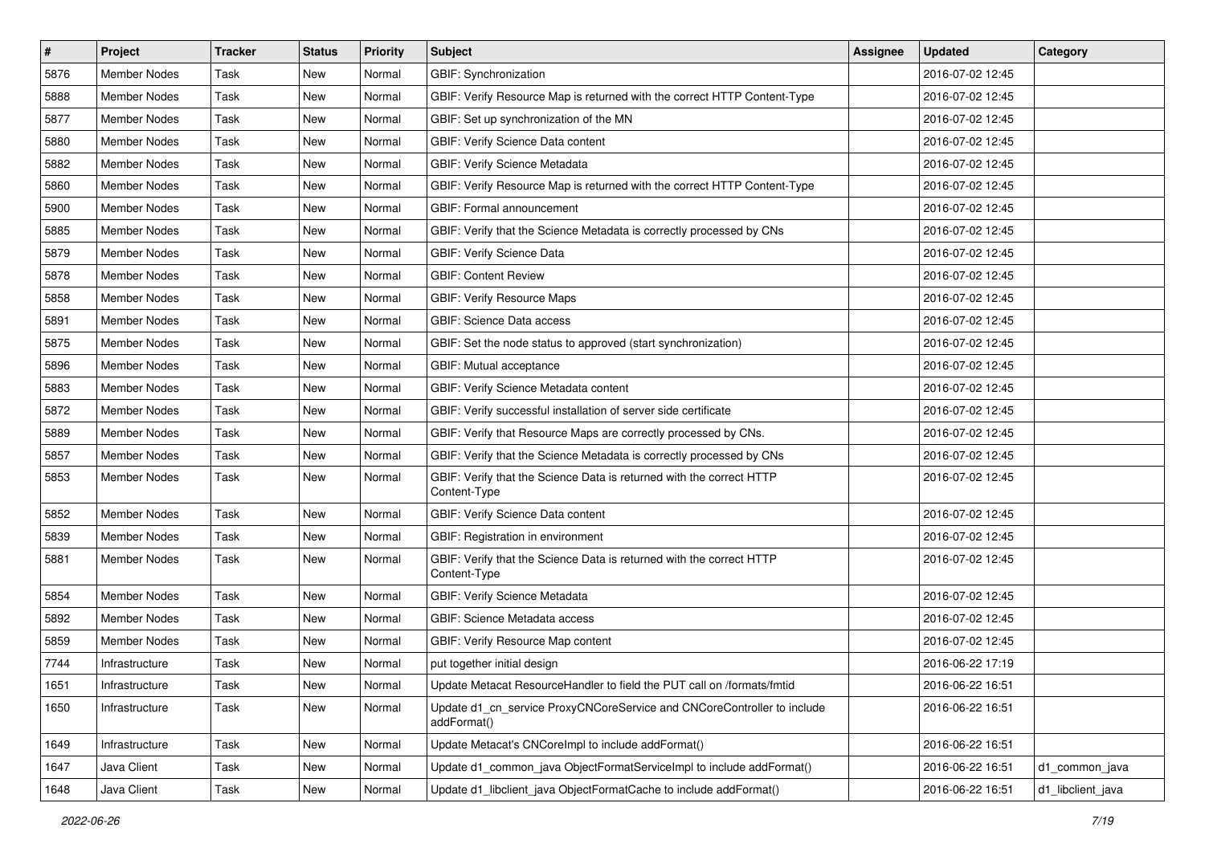| # | Project | Tracker | Status | Priority | Subject | Assignee | Updated | Category |
|---|---|---|---|---|---|---|---|---|
| 5876 | Member Nodes | Task | New | Normal | GBIF: Synchronization | | 2016-07-02 12:45 | |
| 5888 | Member Nodes | Task | New | Normal | GBIF: Verify Resource Map is returned with the correct HTTP Content-Type | | 2016-07-02 12:45 | |
| 5877 | Member Nodes | Task | New | Normal | GBIF: Set up synchronization of the MN | | 2016-07-02 12:45 | |
| 5880 | Member Nodes | Task | New | Normal | GBIF: Verify Science Data content | | 2016-07-02 12:45 | |
| 5882 | Member Nodes | Task | New | Normal | GBIF: Verify Science Metadata | | 2016-07-02 12:45 | |
| 5860 | Member Nodes | Task | New | Normal | GBIF: Verify Resource Map is returned with the correct HTTP Content-Type | | 2016-07-02 12:45 | |
| 5900 | Member Nodes | Task | New | Normal | GBIF: Formal announcement | | 2016-07-02 12:45 | |
| 5885 | Member Nodes | Task | New | Normal | GBIF: Verify that the Science Metadata is correctly processed by CNs | | 2016-07-02 12:45 | |
| 5879 | Member Nodes | Task | New | Normal | GBIF: Verify Science Data | | 2016-07-02 12:45 | |
| 5878 | Member Nodes | Task | New | Normal | GBIF: Content Review | | 2016-07-02 12:45 | |
| 5858 | Member Nodes | Task | New | Normal | GBIF: Verify Resource Maps | | 2016-07-02 12:45 | |
| 5891 | Member Nodes | Task | New | Normal | GBIF: Science Data access | | 2016-07-02 12:45 | |
| 5875 | Member Nodes | Task | New | Normal | GBIF: Set the node status to approved (start synchronization) | | 2016-07-02 12:45 | |
| 5896 | Member Nodes | Task | New | Normal | GBIF: Mutual acceptance | | 2016-07-02 12:45 | |
| 5883 | Member Nodes | Task | New | Normal | GBIF: Verify Science Metadata content | | 2016-07-02 12:45 | |
| 5872 | Member Nodes | Task | New | Normal | GBIF: Verify successful installation of server side certificate | | 2016-07-02 12:45 | |
| 5889 | Member Nodes | Task | New | Normal | GBIF: Verify that Resource Maps are correctly processed by CNs. | | 2016-07-02 12:45 | |
| 5857 | Member Nodes | Task | New | Normal | GBIF: Verify that the Science Metadata is correctly processed by CNs | | 2016-07-02 12:45 | |
| 5853 | Member Nodes | Task | New | Normal | GBIF: Verify that the Science Data is returned with the correct HTTP Content-Type | | 2016-07-02 12:45 | |
| 5852 | Member Nodes | Task | New | Normal | GBIF: Verify Science Data content | | 2016-07-02 12:45 | |
| 5839 | Member Nodes | Task | New | Normal | GBIF: Registration in environment | | 2016-07-02 12:45 | |
| 5881 | Member Nodes | Task | New | Normal | GBIF: Verify that the Science Data is returned with the correct HTTP Content-Type | | 2016-07-02 12:45 | |
| 5854 | Member Nodes | Task | New | Normal | GBIF: Verify Science Metadata | | 2016-07-02 12:45 | |
| 5892 | Member Nodes | Task | New | Normal | GBIF: Science Metadata access | | 2016-07-02 12:45 | |
| 5859 | Member Nodes | Task | New | Normal | GBIF: Verify Resource Map content | | 2016-07-02 12:45 | |
| 7744 | Infrastructure | Task | New | Normal | put together initial design | | 2016-06-22 17:19 | |
| 1651 | Infrastructure | Task | New | Normal | Update Metacat ResourceHandler to field the PUT call on /formats/fmtid | | 2016-06-22 16:51 | |
| 1650 | Infrastructure | Task | New | Normal | Update d1_cn_service ProxyCNCoreService and CNCoreController to include addFormat() | | 2016-06-22 16:51 | |
| 1649 | Infrastructure | Task | New | Normal | Update Metacat's CNCoreImpl to include addFormat() | | 2016-06-22 16:51 | |
| 1647 | Java Client | Task | New | Normal | Update d1_common_java ObjectFormatServiceImpl to include addFormat() | | 2016-06-22 16:51 | d1_common_java |
| 1648 | Java Client | Task | New | Normal | Update d1_libclient_java ObjectFormatCache to include addFormat() | | 2016-06-22 16:51 | d1_libclient_java |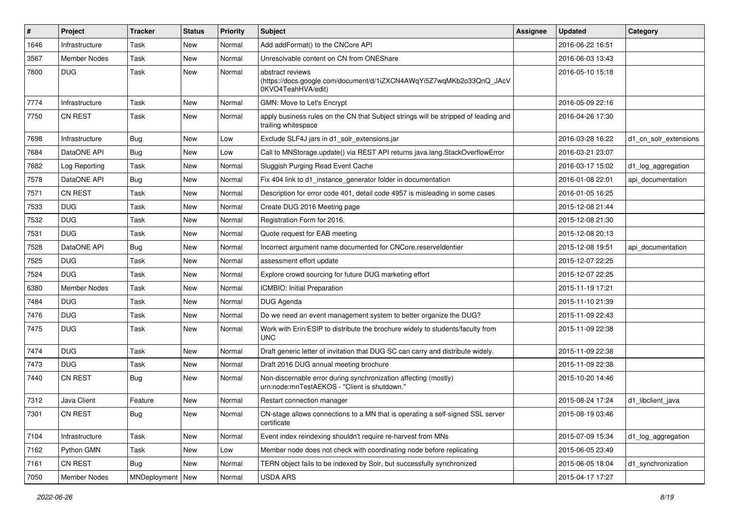| # | Project | Tracker | Status | Priority | Subject | Assignee | Updated | Category |
|---|---|---|---|---|---|---|---|---|
| 1646 | Infrastructure | Task | New | Normal | Add addFormat() to the CNCore API | | 2016-06-22 16:51 | |
| 3567 | Member Nodes | Task | New | Normal | Unresolvable content on CN from ONEShare | | 2016-06-03 13:43 | |
| 7800 | DUG | Task | New | Normal | abstract reviews (https://docs.google.com/document/d/1iZXCN4AWqYi5Z7wqMKb2o33QnQ_JAcV0KVO4TeahHVA/edit) | | 2016-05-10 15:18 | |
| 7774 | Infrastructure | Task | New | Normal | GMN: Move to Let's Encrypt | | 2016-05-09 22:16 | |
| 7750 | CN REST | Task | New | Normal | apply business rules on the CN that Subject strings will be stripped of leading and trailing whitespace | | 2016-04-26 17:30 | |
| 7698 | Infrastructure | Bug | New | Low | Exclude SLF4J jars in d1_solr_extensions.jar | | 2016-03-28 16:22 | d1_cn_solr_extensions |
| 7684 | DataONE API | Bug | New | Low | Call to MNStorage.update() via REST API returns java.lang.StackOverflowError | | 2016-03-21 23:07 | |
| 7682 | Log Reporting | Task | New | Normal | Sluggish Purging Read Event Cache | | 2016-03-17 15:02 | d1_log_aggregation |
| 7578 | DataONE API | Bug | New | Normal | Fix 404 link to d1_instance_generator folder in documentation | | 2016-01-08 22:01 | api_documentation |
| 7571 | CN REST | Task | New | Normal | Description for error code 401, detail code 4957 is misleading in some cases | | 2016-01-05 16:25 | |
| 7533 | DUG | Task | New | Normal | Create DUG 2016 Meeting page | | 2015-12-08 21:44 | |
| 7532 | DUG | Task | New | Normal | Registration Form for 2016. | | 2015-12-08 21:30 | |
| 7531 | DUG | Task | New | Normal | Quote request for EAB meeting | | 2015-12-08 20:13 | |
| 7528 | DataONE API | Bug | New | Normal | Incorrect argument name documented for CNCore.reserveIdentier | | 2015-12-08 19:51 | api_documentation |
| 7525 | DUG | Task | New | Normal | assessment effort update | | 2015-12-07 22:25 | |
| 7524 | DUG | Task | New | Normal | Explore crowd sourcing for future DUG marketing effort | | 2015-12-07 22:25 | |
| 6380 | Member Nodes | Task | New | Normal | ICMBIO: Initial Preparation | | 2015-11-19 17:21 | |
| 7484 | DUG | Task | New | Normal | DUG Agenda | | 2015-11-10 21:39 | |
| 7476 | DUG | Task | New | Normal | Do we need an event management system to better organize the DUG? | | 2015-11-09 22:43 | |
| 7475 | DUG | Task | New | Normal | Work with Erin/ESIP to distribute the brochure widely to students/faculty from UNC | | 2015-11-09 22:38 | |
| 7474 | DUG | Task | New | Normal | Draft generic letter of invitation that DUG SC can carry and distribute widely. | | 2015-11-09 22:38 | |
| 7473 | DUG | Task | New | Normal | Draft 2016 DUG annual meeting brochure | | 2015-11-09 22:38 | |
| 7440 | CN REST | Bug | New | Normal | Non-discernable error during synchronization affecting (mostly) urn:node:mnTestAEKOS - "Client is shutdown." | | 2015-10-20 14:46 | |
| 7312 | Java Client | Feature | New | Normal | Restart connection manager | | 2015-08-24 17:24 | d1_libclient_java |
| 7301 | CN REST | Bug | New | Normal | CN-stage allows connections to a MN that is operating a self-signed SSL server certificate | | 2015-08-19 03:46 | |
| 7104 | Infrastructure | Task | New | Normal | Event index reindexing shouldn't require re-harvest from MNs | | 2015-07-09 15:34 | d1_log_aggregation |
| 7162 | Python GMN | Task | New | Low | Member node does not check with coordinating node before replicating | | 2015-06-05 23:49 | |
| 7161 | CN REST | Bug | New | Normal | TERN object fails to be indexed by Solr, but successfully synchronized | | 2015-06-05 18:04 | d1_synchronization |
| 7050 | Member Nodes | MNDeployment | New | Normal | USDA ARS | | 2015-04-17 17:27 | |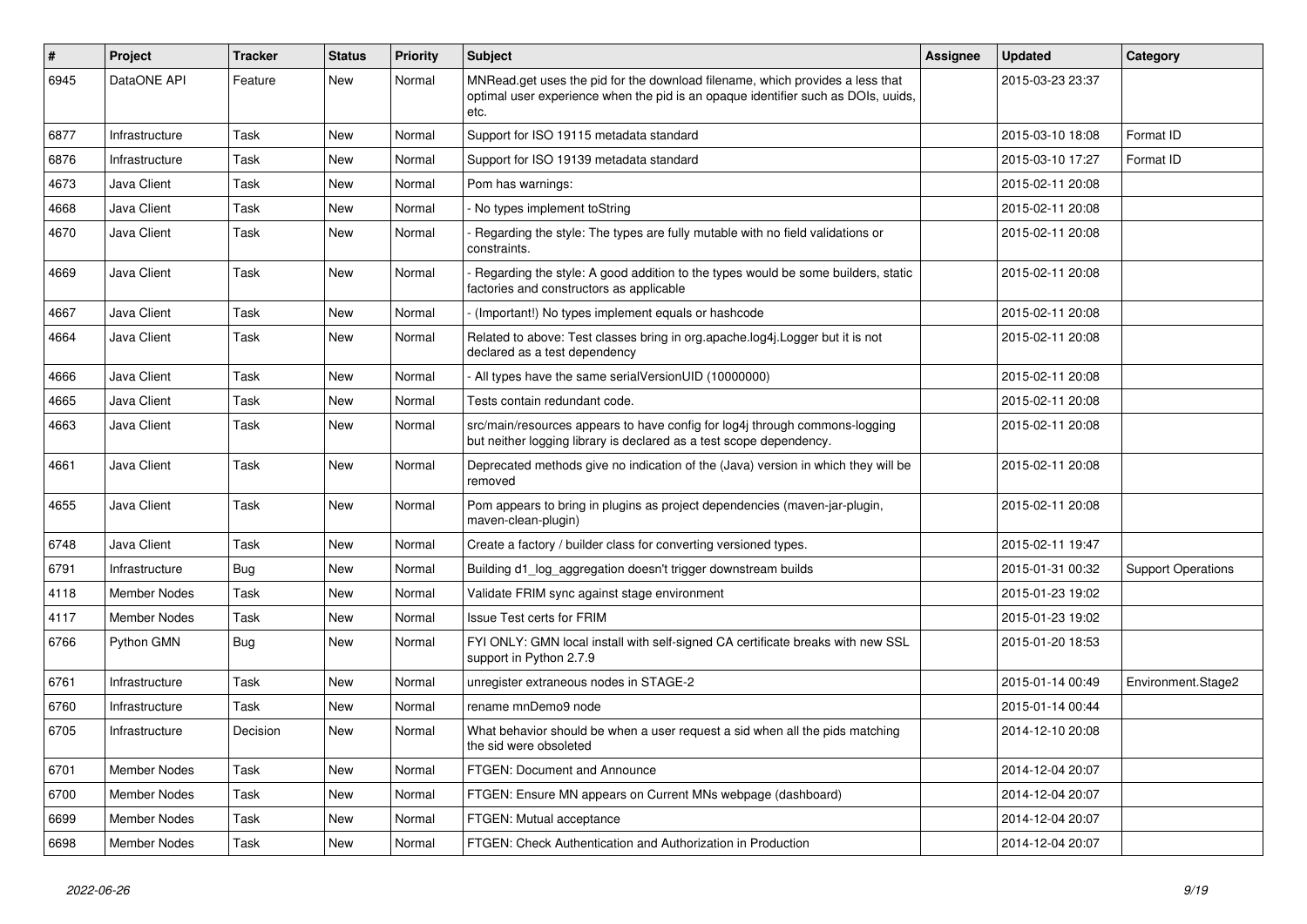| # | Project | Tracker | Status | Priority | Subject | Assignee | Updated | Category |
|---|---|---|---|---|---|---|---|---|
| 6945 | DataONE API | Feature | New | Normal | MNRead.get uses the pid for the download filename, which provides a less that optimal user experience when the pid is an opaque identifier such as DOIs, uuids, etc. | | 2015-03-23 23:37 | |
| 6877 | Infrastructure | Task | New | Normal | Support for ISO 19115 metadata standard | | 2015-03-10 18:08 | Format ID |
| 6876 | Infrastructure | Task | New | Normal | Support for ISO 19139 metadata standard | | 2015-03-10 17:27 | Format ID |
| 4673 | Java Client | Task | New | Normal | Pom has warnings: | | 2015-02-11 20:08 | |
| 4668 | Java Client | Task | New | Normal | - No types implement toString | | 2015-02-11 20:08 | |
| 4670 | Java Client | Task | New | Normal | - Regarding the style: The types are fully mutable with no field validations or constraints. | | 2015-02-11 20:08 | |
| 4669 | Java Client | Task | New | Normal | - Regarding the style: A good addition to the types would be some builders, static factories and constructors as applicable | | 2015-02-11 20:08 | |
| 4667 | Java Client | Task | New | Normal | - (Important!) No types implement equals or hashcode | | 2015-02-11 20:08 | |
| 4664 | Java Client | Task | New | Normal | Related to above: Test classes bring in org.apache.log4j.Logger but it is not declared as a test dependency | | 2015-02-11 20:08 | |
| 4666 | Java Client | Task | New | Normal | - All types have the same serialVersionUID (10000000) | | 2015-02-11 20:08 | |
| 4665 | Java Client | Task | New | Normal | Tests contain redundant code. | | 2015-02-11 20:08 | |
| 4663 | Java Client | Task | New | Normal | src/main/resources appears to have config for log4j through commons-logging but neither logging library is declared as a test scope dependency. | | 2015-02-11 20:08 | |
| 4661 | Java Client | Task | New | Normal | Deprecated methods give no indication of the (Java) version in which they will be removed | | 2015-02-11 20:08 | |
| 4655 | Java Client | Task | New | Normal | Pom appears to bring in plugins as project dependencies (maven-jar-plugin, maven-clean-plugin) | | 2015-02-11 20:08 | |
| 6748 | Java Client | Task | New | Normal | Create a factory / builder class for converting versioned types. | | 2015-02-11 19:47 | |
| 6791 | Infrastructure | Bug | New | Normal | Building d1_log_aggregation doesn't trigger downstream builds | | 2015-01-31 00:32 | Support Operations |
| 4118 | Member Nodes | Task | New | Normal | Validate FRIM sync against stage environment | | 2015-01-23 19:02 | |
| 4117 | Member Nodes | Task | New | Normal | Issue Test certs for FRIM | | 2015-01-23 19:02 | |
| 6766 | Python GMN | Bug | New | Normal | FYI ONLY: GMN local install with self-signed CA certificate breaks with new SSL support in Python 2.7.9 | | 2015-01-20 18:53 | |
| 6761 | Infrastructure | Task | New | Normal | unregister extraneous nodes in STAGE-2 | | 2015-01-14 00:49 | Environment.Stage2 |
| 6760 | Infrastructure | Task | New | Normal | rename mnDemo9 node | | 2015-01-14 00:44 | |
| 6705 | Infrastructure | Decision | New | Normal | What behavior should be when a user request a sid when all the pids matching the sid were obsoleted | | 2014-12-10 20:08 | |
| 6701 | Member Nodes | Task | New | Normal | FTGEN: Document and Announce | | 2014-12-04 20:07 | |
| 6700 | Member Nodes | Task | New | Normal | FTGEN: Ensure MN appears on Current MNs webpage (dashboard) | | 2014-12-04 20:07 | |
| 6699 | Member Nodes | Task | New | Normal | FTGEN: Mutual acceptance | | 2014-12-04 20:07 | |
| 6698 | Member Nodes | Task | New | Normal | FTGEN: Check Authentication and Authorization in Production | | 2014-12-04 20:07 | |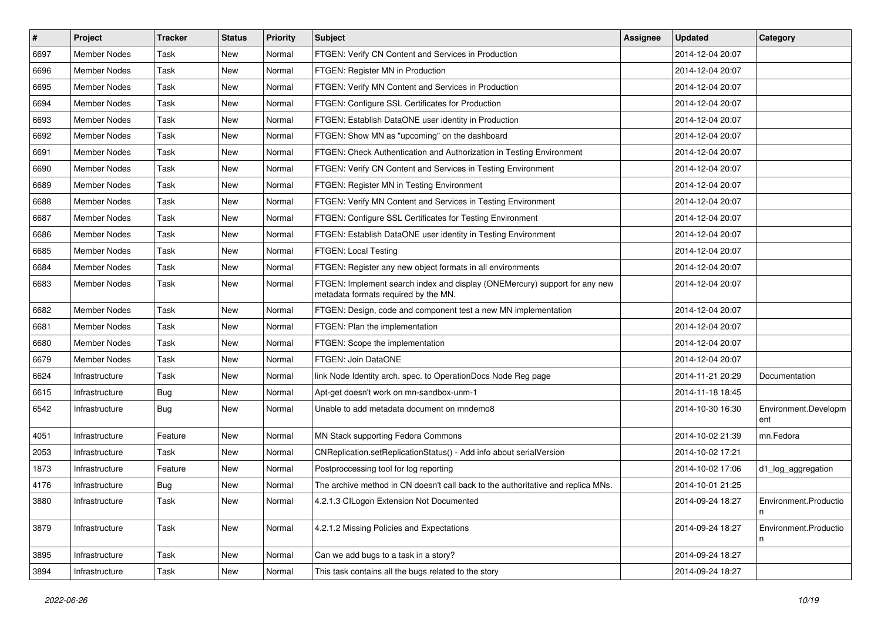| # | Project | Tracker | Status | Priority | Subject | Assignee | Updated | Category |
|---|---|---|---|---|---|---|---|---|
| 6697 | Member Nodes | Task | New | Normal | FTGEN: Verify CN Content and Services in Production | | 2014-12-04 20:07 | |
| 6696 | Member Nodes | Task | New | Normal | FTGEN: Register MN in Production | | 2014-12-04 20:07 | |
| 6695 | Member Nodes | Task | New | Normal | FTGEN: Verify MN Content and Services in Production | | 2014-12-04 20:07 | |
| 6694 | Member Nodes | Task | New | Normal | FTGEN: Configure SSL Certificates for Production | | 2014-12-04 20:07 | |
| 6693 | Member Nodes | Task | New | Normal | FTGEN: Establish DataONE user identity in Production | | 2014-12-04 20:07 | |
| 6692 | Member Nodes | Task | New | Normal | FTGEN: Show MN as "upcoming" on the dashboard | | 2014-12-04 20:07 | |
| 6691 | Member Nodes | Task | New | Normal | FTGEN: Check Authentication and Authorization in Testing Environment | | 2014-12-04 20:07 | |
| 6690 | Member Nodes | Task | New | Normal | FTGEN: Verify CN Content and Services in Testing Environment | | 2014-12-04 20:07 | |
| 6689 | Member Nodes | Task | New | Normal | FTGEN: Register MN in Testing Environment | | 2014-12-04 20:07 | |
| 6688 | Member Nodes | Task | New | Normal | FTGEN: Verify MN Content and Services in Testing Environment | | 2014-12-04 20:07 | |
| 6687 | Member Nodes | Task | New | Normal | FTGEN: Configure SSL Certificates for Testing Environment | | 2014-12-04 20:07 | |
| 6686 | Member Nodes | Task | New | Normal | FTGEN: Establish DataONE user identity in Testing Environment | | 2014-12-04 20:07 | |
| 6685 | Member Nodes | Task | New | Normal | FTGEN: Local Testing | | 2014-12-04 20:07 | |
| 6684 | Member Nodes | Task | New | Normal | FTGEN: Register any new object formats in all environments | | 2014-12-04 20:07 | |
| 6683 | Member Nodes | Task | New | Normal | FTGEN: Implement search index and display (ONEMercury) support for any new metadata formats required by the MN. | | 2014-12-04 20:07 | |
| 6682 | Member Nodes | Task | New | Normal | FTGEN: Design, code and component test a new MN implementation | | 2014-12-04 20:07 | |
| 6681 | Member Nodes | Task | New | Normal | FTGEN: Plan the implementation | | 2014-12-04 20:07 | |
| 6680 | Member Nodes | Task | New | Normal | FTGEN: Scope the implementation | | 2014-12-04 20:07 | |
| 6679 | Member Nodes | Task | New | Normal | FTGEN: Join DataONE | | 2014-12-04 20:07 | |
| 6624 | Infrastructure | Task | New | Normal | link Node Identity arch. spec. to OperationDocs Node Reg page | | 2014-11-21 20:29 | Documentation |
| 6615 | Infrastructure | Bug | New | Normal | Apt-get doesn't work on mn-sandbox-unm-1 | | 2014-11-18 18:45 | |
| 6542 | Infrastructure | Bug | New | Normal | Unable to add metadata document on mndemo8 | | 2014-10-30 16:30 | Environment.Development |
| 4051 | Infrastructure | Feature | New | Normal | MN Stack supporting Fedora Commons | | 2014-10-02 21:39 | mn.Fedora |
| 2053 | Infrastructure | Task | New | Normal | CNReplication.setReplicationStatus() - Add info about serialVersion | | 2014-10-02 17:21 | |
| 1873 | Infrastructure | Feature | New | Normal | Postproccessing tool for log reporting | | 2014-10-02 17:06 | d1_log_aggregation |
| 4176 | Infrastructure | Bug | New | Normal | The archive method in CN doesn't call back to the authoritative and replica MNs. | | 2014-10-01 21:25 | |
| 3880 | Infrastructure | Task | New | Normal | 4.2.1.3 CILogon Extension Not Documented | | 2014-09-24 18:27 | Environment.Production |
| 3879 | Infrastructure | Task | New | Normal | 4.2.1.2 Missing Policies and Expectations | | 2014-09-24 18:27 | Environment.Production |
| 3895 | Infrastructure | Task | New | Normal | Can we add bugs to a task in a story? | | 2014-09-24 18:27 | |
| 3894 | Infrastructure | Task | New | Normal | This task contains all the bugs related to the story | | 2014-09-24 18:27 | |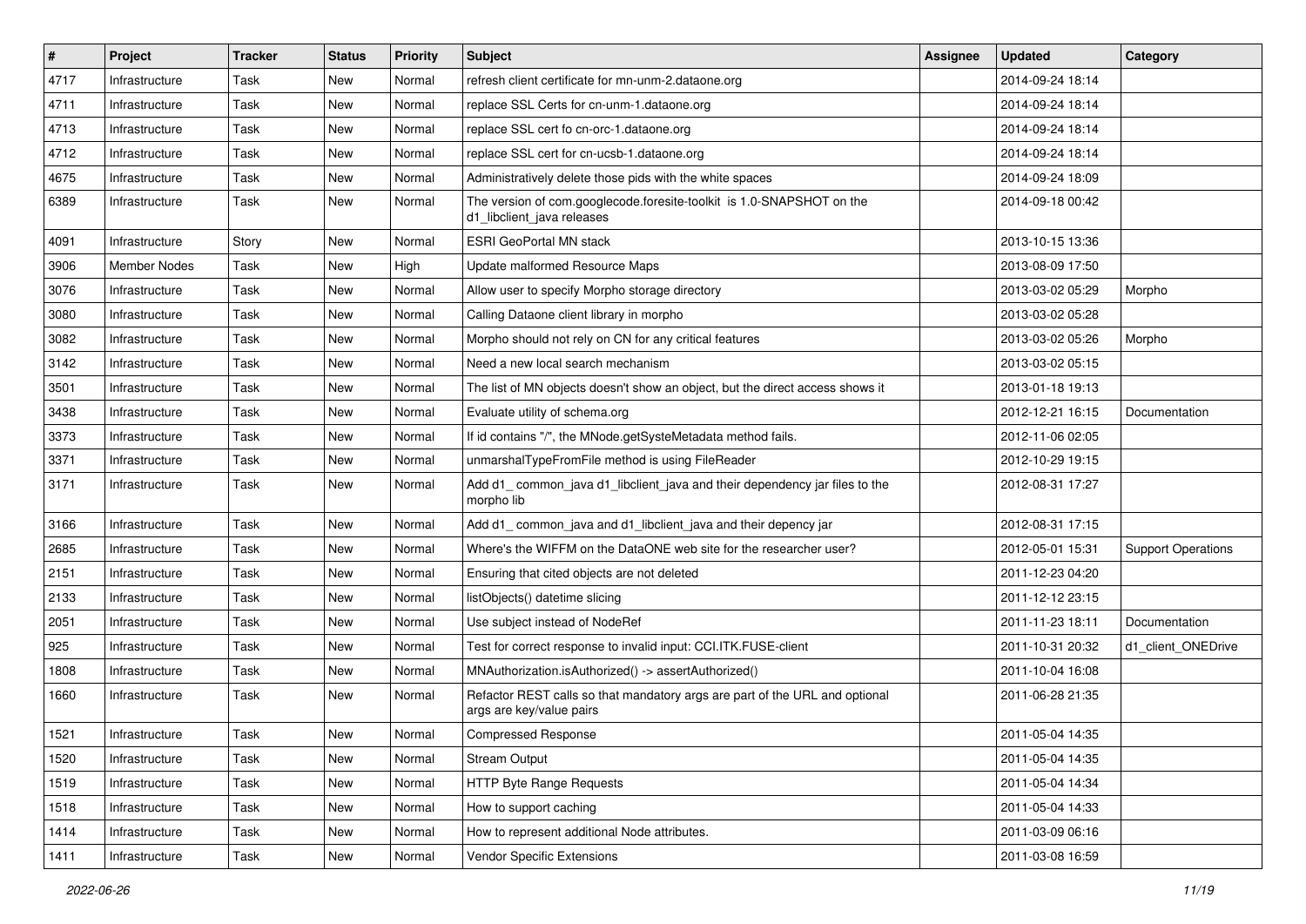| # | Project | Tracker | Status | Priority | Subject | Assignee | Updated | Category |
|---|---|---|---|---|---|---|---|---|
| 4717 | Infrastructure | Task | New | Normal | refresh client certificate for mn-unm-2.dataone.org | | 2014-09-24 18:14 | |
| 4711 | Infrastructure | Task | New | Normal | replace SSL Certs for cn-unm-1.dataone.org | | 2014-09-24 18:14 | |
| 4713 | Infrastructure | Task | New | Normal | replace SSL cert fo cn-orc-1.dataone.org | | 2014-09-24 18:14 | |
| 4712 | Infrastructure | Task | New | Normal | replace SSL cert for cn-ucsb-1.dataone.org | | 2014-09-24 18:14 | |
| 4675 | Infrastructure | Task | New | Normal | Administratively delete those pids with the white spaces | | 2014-09-24 18:09 | |
| 6389 | Infrastructure | Task | New | Normal | The version of com.googlecode.foresite-toolkit is 1.0-SNAPSHOT on the d1_libclient_java releases | | 2014-09-18 00:42 | |
| 4091 | Infrastructure | Story | New | Normal | ESRI GeoPortal MN stack | | 2013-10-15 13:36 | |
| 3906 | Member Nodes | Task | New | High | Update malformed Resource Maps | | 2013-08-09 17:50 | |
| 3076 | Infrastructure | Task | New | Normal | Allow user to specify Morpho storage directory | | 2013-03-02 05:29 | Morpho |
| 3080 | Infrastructure | Task | New | Normal | Calling Dataone client library in morpho | | 2013-03-02 05:28 | |
| 3082 | Infrastructure | Task | New | Normal | Morpho should not rely on CN for any critical features | | 2013-03-02 05:26 | Morpho |
| 3142 | Infrastructure | Task | New | Normal | Need a new local search mechanism | | 2013-03-02 05:15 | |
| 3501 | Infrastructure | Task | New | Normal | The list of MN objects doesn't show an object, but the direct access shows it | | 2013-01-18 19:13 | |
| 3438 | Infrastructure | Task | New | Normal | Evaluate utility of schema.org | | 2012-12-21 16:15 | Documentation |
| 3373 | Infrastructure | Task | New | Normal | If id contains "/", the MNode.getSysteMetadata method fails. | | 2012-11-06 02:05 | |
| 3371 | Infrastructure | Task | New | Normal | unmarshalTypeFromFile method is using FileReader | | 2012-10-29 19:15 | |
| 3171 | Infrastructure | Task | New | Normal | Add d1_ common_java d1_libclient_java and their dependency jar files to the morpho lib | | 2012-08-31 17:27 | |
| 3166 | Infrastructure | Task | New | Normal | Add d1_ common_java and d1_libclient_java and their depency jar | | 2012-08-31 17:15 | |
| 2685 | Infrastructure | Task | New | Normal | Where's the WIFFM on the DataONE web site for the researcher user? | | 2012-05-01 15:31 | Support Operations |
| 2151 | Infrastructure | Task | New | Normal | Ensuring that cited objects are not deleted | | 2011-12-23 04:20 | |
| 2133 | Infrastructure | Task | New | Normal | listObjects() datetime slicing | | 2011-12-12 23:15 | |
| 2051 | Infrastructure | Task | New | Normal | Use subject instead of NodeRef | | 2011-11-23 18:11 | Documentation |
| 925 | Infrastructure | Task | New | Normal | Test for correct response to invalid input: CCI.ITK.FUSE-client | | 2011-10-31 20:32 | d1_client_ONEDrive |
| 1808 | Infrastructure | Task | New | Normal | MNAuthorization.isAuthorized() -> assertAuthorized() | | 2011-10-04 16:08 | |
| 1660 | Infrastructure | Task | New | Normal | Refactor REST calls so that mandatory args are part of the URL and optional args are key/value pairs | | 2011-06-28 21:35 | |
| 1521 | Infrastructure | Task | New | Normal | Compressed Response | | 2011-05-04 14:35 | |
| 1520 | Infrastructure | Task | New | Normal | Stream Output | | 2011-05-04 14:35 | |
| 1519 | Infrastructure | Task | New | Normal | HTTP Byte Range Requests | | 2011-05-04 14:34 | |
| 1518 | Infrastructure | Task | New | Normal | How to support caching | | 2011-05-04 14:33 | |
| 1414 | Infrastructure | Task | New | Normal | How to represent additional Node attributes. | | 2011-03-09 06:16 | |
| 1411 | Infrastructure | Task | New | Normal | Vendor Specific Extensions | | 2011-03-08 16:59 | |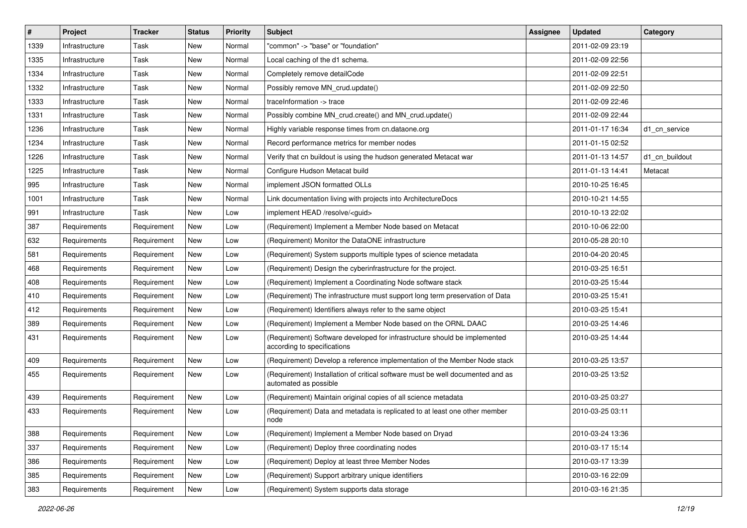| # | Project | Tracker | Status | Priority | Subject | Assignee | Updated | Category |
|---|---|---|---|---|---|---|---|---|
| 1339 | Infrastructure | Task | New | Normal | "common" -> "base" or "foundation" | | 2011-02-09 23:19 | |
| 1335 | Infrastructure | Task | New | Normal | Local caching of the d1 schema. | | 2011-02-09 22:56 | |
| 1334 | Infrastructure | Task | New | Normal | Completely remove detailCode | | 2011-02-09 22:51 | |
| 1332 | Infrastructure | Task | New | Normal | Possibly remove MN_crud.update() | | 2011-02-09 22:50 | |
| 1333 | Infrastructure | Task | New | Normal | traceInformation -> trace | | 2011-02-09 22:46 | |
| 1331 | Infrastructure | Task | New | Normal | Possibly combine MN_crud.create() and MN_crud.update() | | 2011-02-09 22:44 | |
| 1236 | Infrastructure | Task | New | Normal | Highly variable response times from cn.dataone.org | | 2011-01-17 16:34 | d1_cn_service |
| 1234 | Infrastructure | Task | New | Normal | Record performance metrics for member nodes | | 2011-01-15 02:52 | |
| 1226 | Infrastructure | Task | New | Normal | Verify that cn buildout is using the hudson generated Metacat war | | 2011-01-13 14:57 | d1_cn_buildout |
| 1225 | Infrastructure | Task | New | Normal | Configure Hudson Metacat build | | 2011-01-13 14:41 | Metacat |
| 995 | Infrastructure | Task | New | Normal | implement JSON formatted OLLs | | 2010-10-25 16:45 | |
| 1001 | Infrastructure | Task | New | Normal | Link documentation living with projects into ArchitectureDocs | | 2010-10-21 14:55 | |
| 991 | Infrastructure | Task | New | Low | implement HEAD /resolve/<guid> | | 2010-10-13 22:02 | |
| 387 | Requirements | Requirement | New | Low | (Requirement) Implement a Member Node based on Metacat | | 2010-10-06 22:00 | |
| 632 | Requirements | Requirement | New | Low | (Requirement) Monitor the DataONE infrastructure | | 2010-05-28 20:10 | |
| 581 | Requirements | Requirement | New | Low | (Requirement) System supports multiple types of science metadata | | 2010-04-20 20:45 | |
| 468 | Requirements | Requirement | New | Low | (Requirement) Design the cyberinfrastructure for the project. | | 2010-03-25 16:51 | |
| 408 | Requirements | Requirement | New | Low | (Requirement) Implement a Coordinating Node software stack | | 2010-03-25 15:44 | |
| 410 | Requirements | Requirement | New | Low | (Requirement) The infrastructure must support long term preservation of Data | | 2010-03-25 15:41 | |
| 412 | Requirements | Requirement | New | Low | (Requirement) Identifiers always refer to the same object | | 2010-03-25 15:41 | |
| 389 | Requirements | Requirement | New | Low | (Requirement) Implement a Member Node based on the ORNL DAAC | | 2010-03-25 14:46 | |
| 431 | Requirements | Requirement | New | Low | (Requirement) Software developed for infrastructure should be implemented according to specifications | | 2010-03-25 14:44 | |
| 409 | Requirements | Requirement | New | Low | (Requirement) Develop a reference implementation of the Member Node stack | | 2010-03-25 13:57 | |
| 455 | Requirements | Requirement | New | Low | (Requirement) Installation of critical software must be well documented and as automated as possible | | 2010-03-25 13:52 | |
| 439 | Requirements | Requirement | New | Low | (Requirement) Maintain original copies of all science metadata | | 2010-03-25 03:27 | |
| 433 | Requirements | Requirement | New | Low | (Requirement) Data and metadata is replicated to at least one other member node | | 2010-03-25 03:11 | |
| 388 | Requirements | Requirement | New | Low | (Requirement) Implement a Member Node based on Dryad | | 2010-03-24 13:36 | |
| 337 | Requirements | Requirement | New | Low | (Requirement) Deploy three coordinating nodes | | 2010-03-17 15:14 | |
| 386 | Requirements | Requirement | New | Low | (Requirement) Deploy at least three Member Nodes | | 2010-03-17 13:39 | |
| 385 | Requirements | Requirement | New | Low | (Requirement) Support arbitrary unique identifiers | | 2010-03-16 22:09 | |
| 383 | Requirements | Requirement | New | Low | (Requirement) System supports data storage | | 2010-03-16 21:35 | |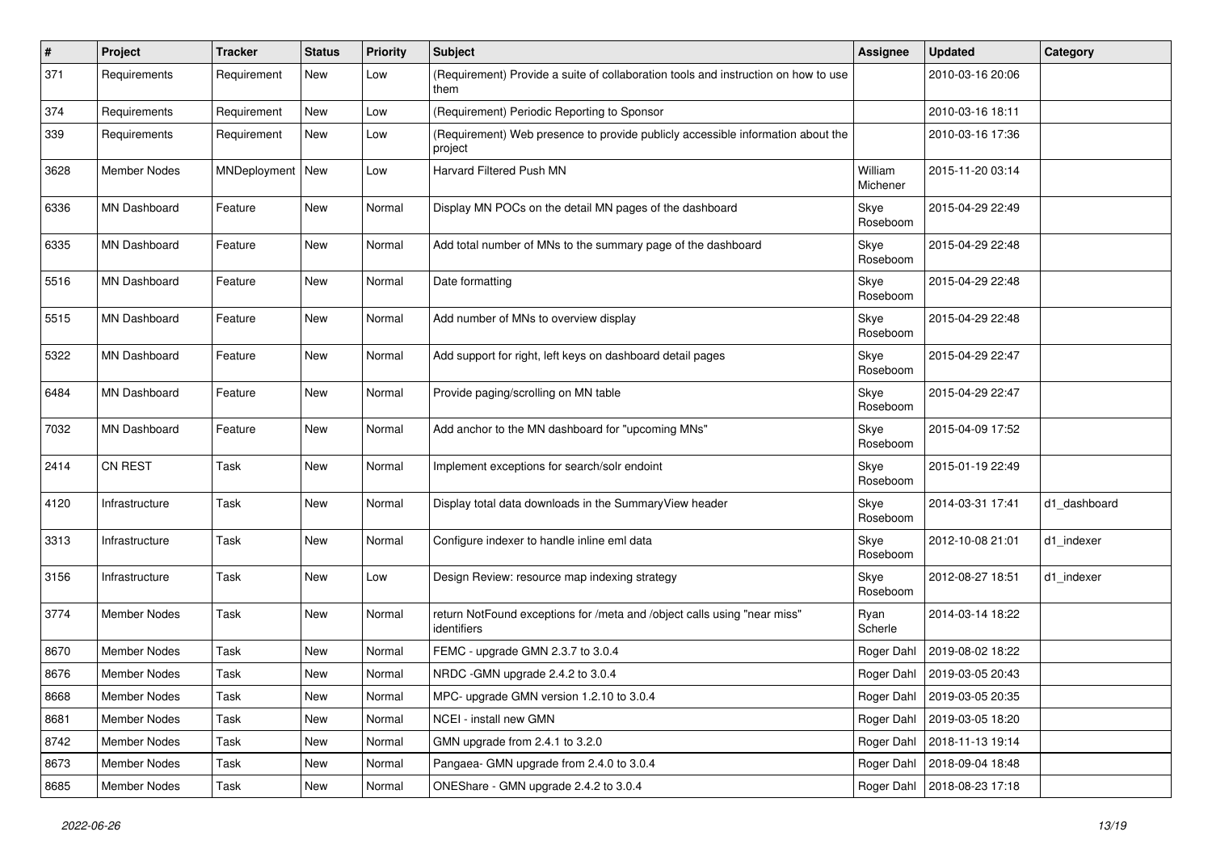| # | Project | Tracker | Status | Priority | Subject | Assignee | Updated | Category |
|---|---|---|---|---|---|---|---|---|
| 371 | Requirements | Requirement | New | Low | (Requirement) Provide a suite of collaboration tools and instruction on how to use them | | 2010-03-16 20:06 | |
| 374 | Requirements | Requirement | New | Low | (Requirement) Periodic Reporting to Sponsor | | 2010-03-16 18:11 | |
| 339 | Requirements | Requirement | New | Low | (Requirement) Web presence to provide publicly accessible information about the project | | 2010-03-16 17:36 | |
| 3628 | Member Nodes | MNDeployment | New | Low | Harvard Filtered Push MN | William Michener | 2015-11-20 03:14 | |
| 6336 | MN Dashboard | Feature | New | Normal | Display MN POCs on the detail MN pages of the dashboard | Skye Roseboom | 2015-04-29 22:49 | |
| 6335 | MN Dashboard | Feature | New | Normal | Add total number of MNs to the summary page of the dashboard | Skye Roseboom | 2015-04-29 22:48 | |
| 5516 | MN Dashboard | Feature | New | Normal | Date formatting | Skye Roseboom | 2015-04-29 22:48 | |
| 5515 | MN Dashboard | Feature | New | Normal | Add number of MNs to overview display | Skye Roseboom | 2015-04-29 22:48 | |
| 5322 | MN Dashboard | Feature | New | Normal | Add support for right, left keys on dashboard detail pages | Skye Roseboom | 2015-04-29 22:47 | |
| 6484 | MN Dashboard | Feature | New | Normal | Provide paging/scrolling on MN table | Skye Roseboom | 2015-04-29 22:47 | |
| 7032 | MN Dashboard | Feature | New | Normal | Add anchor to the MN dashboard for "upcoming MNs" | Skye Roseboom | 2015-04-09 17:52 | |
| 2414 | CN REST | Task | New | Normal | Implement exceptions for search/solr endoint | Skye Roseboom | 2015-01-19 22:49 | |
| 4120 | Infrastructure | Task | New | Normal | Display total data downloads in the SummaryView header | Skye Roseboom | 2014-03-31 17:41 | d1_dashboard |
| 3313 | Infrastructure | Task | New | Normal | Configure indexer to handle inline eml data | Skye Roseboom | 2012-10-08 21:01 | d1_indexer |
| 3156 | Infrastructure | Task | New | Low | Design Review: resource map indexing strategy | Skye Roseboom | 2012-08-27 18:51 | d1_indexer |
| 3774 | Member Nodes | Task | New | Normal | return NotFound exceptions for /meta and /object calls using "near miss" identifiers | Ryan Scherle | 2014-03-14 18:22 | |
| 8670 | Member Nodes | Task | New | Normal | FEMC - upgrade GMN 2.3.7 to 3.0.4 | Roger Dahl | 2019-08-02 18:22 | |
| 8676 | Member Nodes | Task | New | Normal | NRDC -GMN upgrade 2.4.2 to 3.0.4 | Roger Dahl | 2019-03-05 20:43 | |
| 8668 | Member Nodes | Task | New | Normal | MPC- upgrade GMN version 1.2.10 to 3.0.4 | Roger Dahl | 2019-03-05 20:35 | |
| 8681 | Member Nodes | Task | New | Normal | NCEI - install new GMN | Roger Dahl | 2019-03-05 18:20 | |
| 8742 | Member Nodes | Task | New | Normal | GMN upgrade from 2.4.1 to 3.2.0 | Roger Dahl | 2018-11-13 19:14 | |
| 8673 | Member Nodes | Task | New | Normal | Pangaea- GMN upgrade from 2.4.0 to 3.0.4 | Roger Dahl | 2018-09-04 18:48 | |
| 8685 | Member Nodes | Task | New | Normal | ONEShare - GMN upgrade 2.4.2 to 3.0.4 | Roger Dahl | 2018-08-23 17:18 | |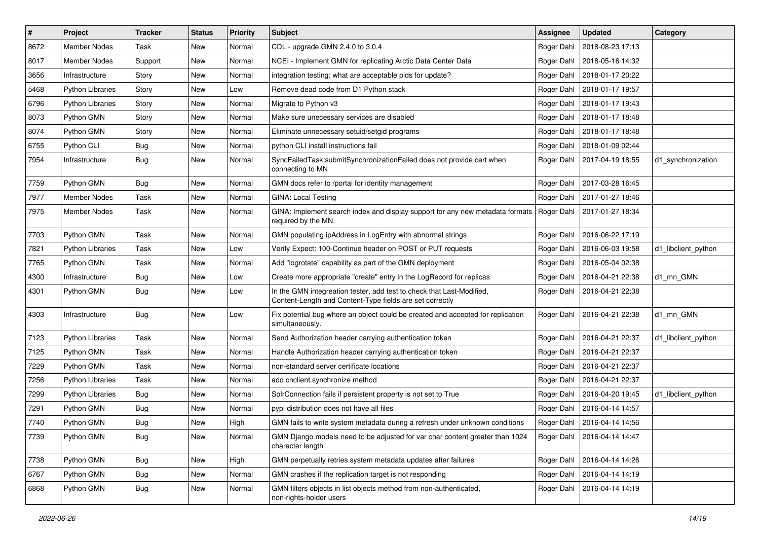| # | Project | Tracker | Status | Priority | Subject | Assignee | Updated | Category |
|---|---|---|---|---|---|---|---|---|
| 8672 | Member Nodes | Task | New | Normal | CDL - upgrade GMN 2.4.0 to 3.0.4 | Roger Dahl | 2018-08-23 17:13 | |
| 8017 | Member Nodes | Support | New | Normal | NCEI - Implement GMN for replicating Arctic Data Center Data | Roger Dahl | 2018-05-16 14:32 | |
| 3656 | Infrastructure | Story | New | Normal | integration testing: what are acceptable pids for update? | Roger Dahl | 2018-01-17 20:22 | |
| 5468 | Python Libraries | Story | New | Low | Remove dead code from D1 Python stack | Roger Dahl | 2018-01-17 19:57 | |
| 6796 | Python Libraries | Story | New | Normal | Migrate to Python v3 | Roger Dahl | 2018-01-17 19:43 | |
| 8073 | Python GMN | Story | New | Normal | Make sure unecessary services are disabled | Roger Dahl | 2018-01-17 18:48 | |
| 8074 | Python GMN | Story | New | Normal | Eliminate unnecessary setuid/setgid programs | Roger Dahl | 2018-01-17 18:48 | |
| 6755 | Python CLI | Bug | New | Normal | python CLI install instructions fail | Roger Dahl | 2018-01-09 02:44 | |
| 7954 | Infrastructure | Bug | New | Normal | SyncFailedTask:submitSynchronizationFailed does not provide cert when connecting to MN | Roger Dahl | 2017-04-19 18:55 | d1_synchronization |
| 7759 | Python GMN | Bug | New | Normal | GMN docs refer to /portal for identity management | Roger Dahl | 2017-03-28 16:45 | |
| 7977 | Member Nodes | Task | New | Normal | GINA: Local Testing | Roger Dahl | 2017-01-27 18:46 | |
| 7975 | Member Nodes | Task | New | Normal | GINA: Implement search index and display support for any new metadata formats required by the MN. | Roger Dahl | 2017-01-27 18:34 | |
| 7703 | Python GMN | Task | New | Normal | GMN populating ipAddress in LogEntry with abnormal strings | Roger Dahl | 2016-06-22 17:19 | |
| 7821 | Python Libraries | Task | New | Low | Verify Expect: 100-Continue header on POST or PUT requests | Roger Dahl | 2016-06-03 19:58 | d1_libclient_python |
| 7765 | Python GMN | Task | New | Normal | Add "logrotate" capability as part of the GMN deployment | Roger Dahl | 2016-05-04 02:38 | |
| 4300 | Infrastructure | Bug | New | Low | Create more appropriate "create" entry in the LogRecord for replicas | Roger Dahl | 2016-04-21 22:38 | d1_mn_GMN |
| 4301 | Python GMN | Bug | New | Low | In the GMN integreation tester, add test to check that Last-Modified, Content-Length and Content-Type fields are set correctly | Roger Dahl | 2016-04-21 22:38 | |
| 4303 | Infrastructure | Bug | New | Low | Fix potential bug where an object could be created and accepted for replication simultaneously. | Roger Dahl | 2016-04-21 22:38 | d1_mn_GMN |
| 7123 | Python Libraries | Task | New | Normal | Send Authorization header carrying authentication token | Roger Dahl | 2016-04-21 22:37 | d1_libclient_python |
| 7125 | Python GMN | Task | New | Normal | Handle Authorization header carrying authentication token | Roger Dahl | 2016-04-21 22:37 | |
| 7229 | Python GMN | Task | New | Normal | non-standard server certificate locations | Roger Dahl | 2016-04-21 22:37 | |
| 7256 | Python Libraries | Task | New | Normal | add cnclient.synchronize method | Roger Dahl | 2016-04-21 22:37 | |
| 7299 | Python Libraries | Bug | New | Normal | SolrConnection fails if persistent property is not set to True | Roger Dahl | 2016-04-20 19:45 | d1_libclient_python |
| 7291 | Python GMN | Bug | New | Normal | pypi distribution does not have all files | Roger Dahl | 2016-04-14 14:57 | |
| 7740 | Python GMN | Bug | New | High | GMN fails to write system metadata during a refresh under unknown conditions | Roger Dahl | 2016-04-14 14:56 | |
| 7739 | Python GMN | Bug | New | Normal | GMN Django models need to be adjusted for var char content greater than 1024 character length | Roger Dahl | 2016-04-14 14:47 | |
| 7738 | Python GMN | Bug | New | High | GMN perpetually retries system metadata updates after failures | Roger Dahl | 2016-04-14 14:26 | |
| 6767 | Python GMN | Bug | New | Normal | GMN crashes if the replication target is not responding | Roger Dahl | 2016-04-14 14:19 | |
| 6868 | Python GMN | Bug | New | Normal | GMN filters objects in list objects method from non-authenticated, non-rights-holder users | Roger Dahl | 2016-04-14 14:19 | |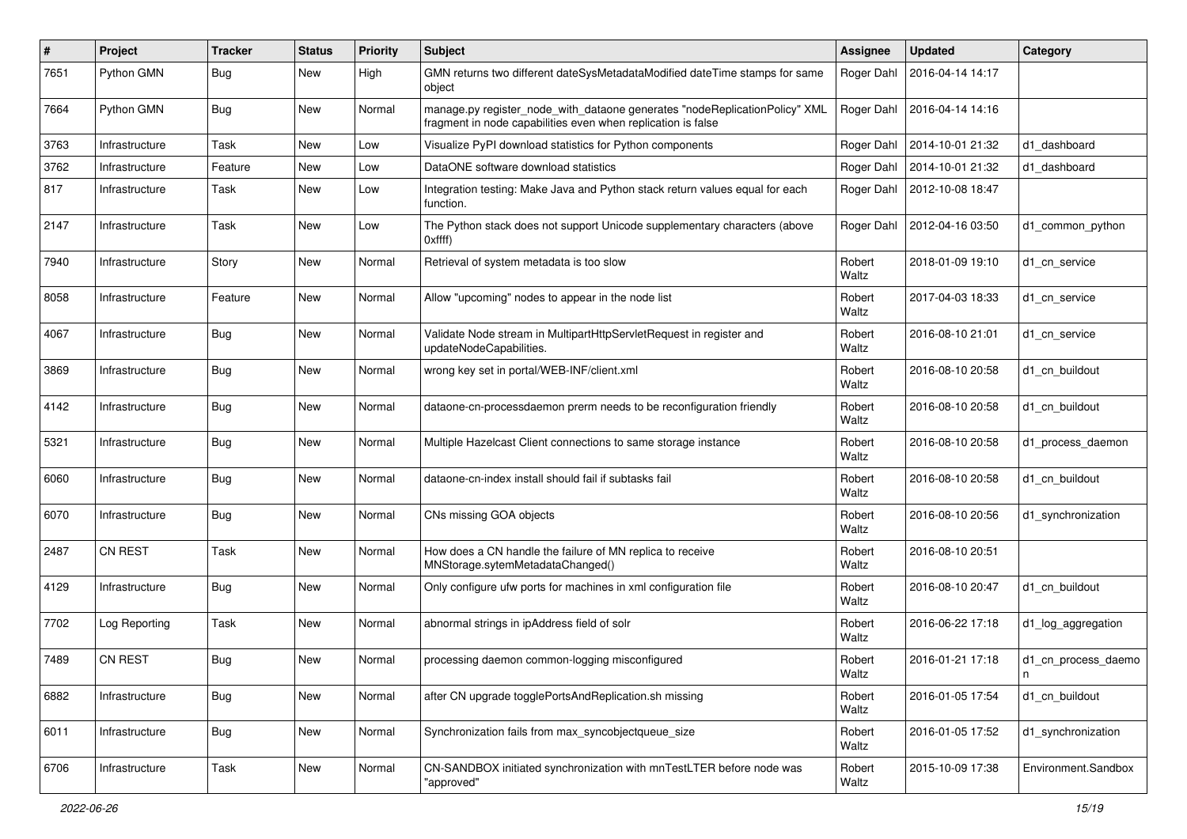| # | Project | Tracker | Status | Priority | Subject | Assignee | Updated | Category |
|---|---|---|---|---|---|---|---|---|
| 7651 | Python GMN | Bug | New | High | GMN returns two different dateSysMetadataModified dateTime stamps for same object | Roger Dahl | 2016-04-14 14:17 | |
| 7664 | Python GMN | Bug | New | Normal | manage.py register_node_with_dataone generates "nodeReplicationPolicy" XML fragment in node capabilities even when replication is false | Roger Dahl | 2016-04-14 14:16 | |
| 3763 | Infrastructure | Task | New | Low | Visualize PyPI download statistics for Python components | Roger Dahl | 2014-10-01 21:32 | d1_dashboard |
| 3762 | Infrastructure | Feature | New | Low | DataONE software download statistics | Roger Dahl | 2014-10-01 21:32 | d1_dashboard |
| 817 | Infrastructure | Task | New | Low | Integration testing: Make Java and Python stack return values equal for each function. | Roger Dahl | 2012-10-08 18:47 | |
| 2147 | Infrastructure | Task | New | Low | The Python stack does not support Unicode supplementary characters (above 0xffff) | Roger Dahl | 2012-04-16 03:50 | d1_common_python |
| 7940 | Infrastructure | Story | New | Normal | Retrieval of system metadata is too slow | Robert Waltz | 2018-01-09 19:10 | d1_cn_service |
| 8058 | Infrastructure | Feature | New | Normal | Allow "upcoming" nodes to appear in the node list | Robert Waltz | 2017-04-03 18:33 | d1_cn_service |
| 4067 | Infrastructure | Bug | New | Normal | Validate Node stream in MultipartHttpServletRequest in register and updateNodeCapabilities. | Robert Waltz | 2016-08-10 21:01 | d1_cn_service |
| 3869 | Infrastructure | Bug | New | Normal | wrong key set in portal/WEB-INF/client.xml | Robert Waltz | 2016-08-10 20:58 | d1_cn_buildout |
| 4142 | Infrastructure | Bug | New | Normal | dataone-cn-processdaemon prerm needs to be reconfiguration friendly | Robert Waltz | 2016-08-10 20:58 | d1_cn_buildout |
| 5321 | Infrastructure | Bug | New | Normal | Multiple Hazelcast Client connections to same storage instance | Robert Waltz | 2016-08-10 20:58 | d1_process_daemon |
| 6060 | Infrastructure | Bug | New | Normal | dataone-cn-index install should fail if subtasks fail | Robert Waltz | 2016-08-10 20:58 | d1_cn_buildout |
| 6070 | Infrastructure | Bug | New | Normal | CNs missing GOA objects | Robert Waltz | 2016-08-10 20:56 | d1_synchronization |
| 2487 | CN REST | Task | New | Normal | How does a CN handle the failure of MN replica to receive MNStorage.sytemMetadataChanged() | Robert Waltz | 2016-08-10 20:51 | |
| 4129 | Infrastructure | Bug | New | Normal | Only configure ufw ports for machines in xml configuration file | Robert Waltz | 2016-08-10 20:47 | d1_cn_buildout |
| 7702 | Log Reporting | Task | New | Normal | abnormal strings in ipAddress field of solr | Robert Waltz | 2016-06-22 17:18 | d1_log_aggregation |
| 7489 | CN REST | Bug | New | Normal | processing daemon common-logging misconfigured | Robert Waltz | 2016-01-21 17:18 | d1_cn_process_daemon |
| 6882 | Infrastructure | Bug | New | Normal | after CN upgrade togglePortsAndReplication.sh missing | Robert Waltz | 2016-01-05 17:54 | d1_cn_buildout |
| 6011 | Infrastructure | Bug | New | Normal | Synchronization fails from max_syncobjectqueue_size | Robert Waltz | 2016-01-05 17:52 | d1_synchronization |
| 6706 | Infrastructure | Task | New | Normal | CN-SANDBOX initiated synchronization with mnTestLTER before node was "approved" | Robert Waltz | 2015-10-09 17:38 | Environment.Sandbox |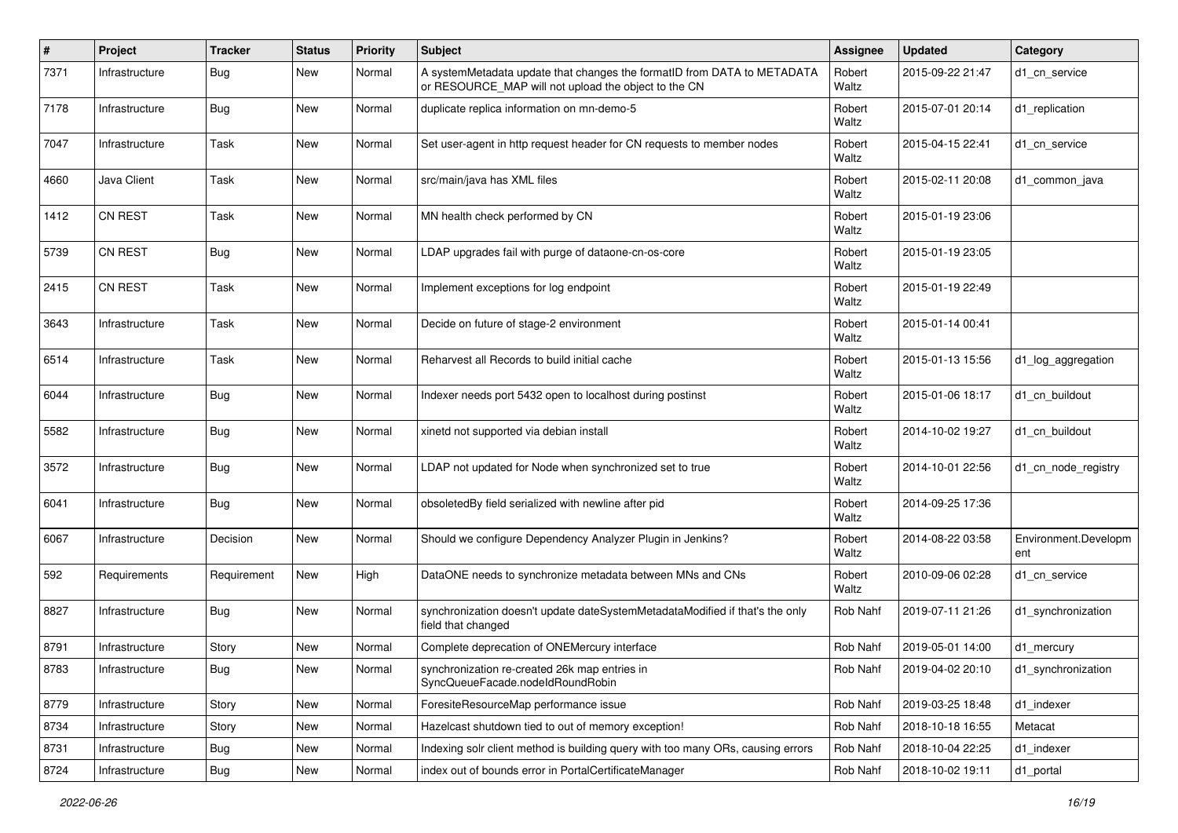| # | Project | Tracker | Status | Priority | Subject | Assignee | Updated | Category |
|---|---|---|---|---|---|---|---|---|
| 7371 | Infrastructure | Bug | New | Normal | A systemMetadata update that changes the formatID from DATA to METADATA or RESOURCE_MAP will not upload the object to the CN | Robert Waltz | 2015-09-22 21:47 | d1_cn_service |
| 7178 | Infrastructure | Bug | New | Normal | duplicate replica information on mn-demo-5 | Robert Waltz | 2015-07-01 20:14 | d1_replication |
| 7047 | Infrastructure | Task | New | Normal | Set user-agent in http request header for CN requests to member nodes | Robert Waltz | 2015-04-15 22:41 | d1_cn_service |
| 4660 | Java Client | Task | New | Normal | src/main/java has XML files | Robert Waltz | 2015-02-11 20:08 | d1_common_java |
| 1412 | CN REST | Task | New | Normal | MN health check performed by CN | Robert Waltz | 2015-01-19 23:06 | |
| 5739 | CN REST | Bug | New | Normal | LDAP upgrades fail with purge of dataone-cn-os-core | Robert Waltz | 2015-01-19 23:05 | |
| 2415 | CN REST | Task | New | Normal | Implement exceptions for log endpoint | Robert Waltz | 2015-01-19 22:49 | |
| 3643 | Infrastructure | Task | New | Normal | Decide on future of stage-2 environment | Robert Waltz | 2015-01-14 00:41 | |
| 6514 | Infrastructure | Task | New | Normal | Reharvest all Records to build initial cache | Robert Waltz | 2015-01-13 15:56 | d1_log_aggregation |
| 6044 | Infrastructure | Bug | New | Normal | Indexer needs port 5432 open to localhost during postinst | Robert Waltz | 2015-01-06 18:17 | d1_cn_buildout |
| 5582 | Infrastructure | Bug | New | Normal | xinetd not supported via debian install | Robert Waltz | 2014-10-02 19:27 | d1_cn_buildout |
| 3572 | Infrastructure | Bug | New | Normal | LDAP not updated for Node when synchronized set to true | Robert Waltz | 2014-10-01 22:56 | d1_cn_node_registry |
| 6041 | Infrastructure | Bug | New | Normal | obsoletedBy field serialized with newline after pid | Robert Waltz | 2014-09-25 17:36 | |
| 6067 | Infrastructure | Decision | New | Normal | Should we configure Dependency Analyzer Plugin in Jenkins? | Robert Waltz | 2014-08-22 03:58 | Environment.Development |
| 592 | Requirements | Requirement | New | High | DataONE needs to synchronize metadata between MNs and CNs | Robert Waltz | 2010-09-06 02:28 | d1_cn_service |
| 8827 | Infrastructure | Bug | New | Normal | synchronization doesn't update dateSystemMetadataModified if that's the only field that changed | Rob Nahf | 2019-07-11 21:26 | d1_synchronization |
| 8791 | Infrastructure | Story | New | Normal | Complete deprecation of ONEMercury interface | Rob Nahf | 2019-05-01 14:00 | d1_mercury |
| 8783 | Infrastructure | Bug | New | Normal | synchronization re-created 26k map entries in SyncQueueFacade.nodeIdRoundRobin | Rob Nahf | 2019-04-02 20:10 | d1_synchronization |
| 8779 | Infrastructure | Story | New | Normal | ForesiteResourceMap performance issue | Rob Nahf | 2019-03-25 18:48 | d1_indexer |
| 8734 | Infrastructure | Story | New | Normal | Hazelcast shutdown tied to out of memory exception! | Rob Nahf | 2018-10-18 16:55 | Metacat |
| 8731 | Infrastructure | Bug | New | Normal | Indexing solr client method is building query with too many ORs, causing errors | Rob Nahf | 2018-10-04 22:25 | d1_indexer |
| 8724 | Infrastructure | Bug | New | Normal | index out of bounds error in PortalCertificateManager | Rob Nahf | 2018-10-02 19:11 | d1_portal |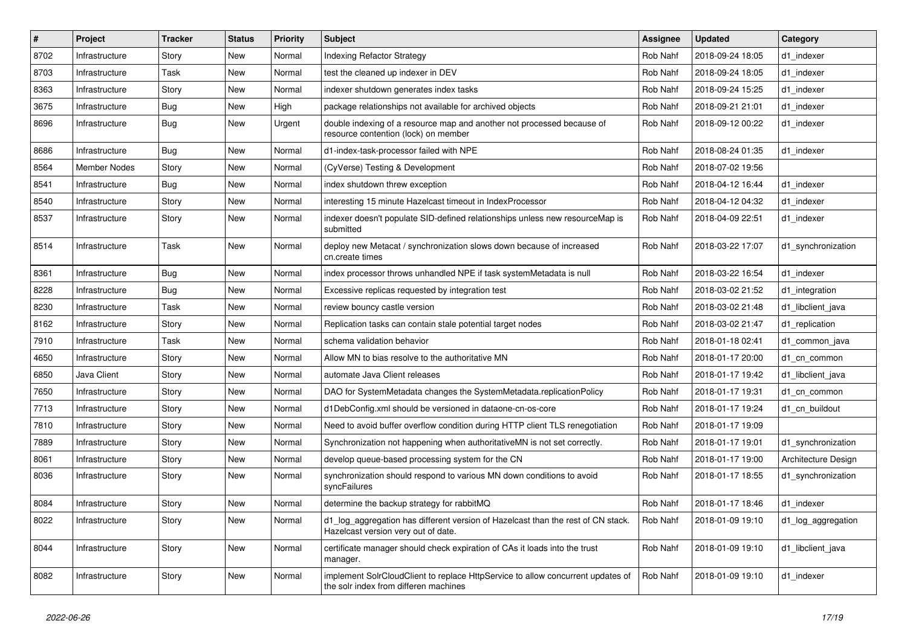| # | Project | Tracker | Status | Priority | Subject | Assignee | Updated | Category |
|---|---|---|---|---|---|---|---|---|
| 8702 | Infrastructure | Story | New | Normal | Indexing Refactor Strategy | Rob Nahf | 2018-09-24 18:05 | d1_indexer |
| 8703 | Infrastructure | Task | New | Normal | test the cleaned up indexer in DEV | Rob Nahf | 2018-09-24 18:05 | d1_indexer |
| 8363 | Infrastructure | Story | New | Normal | indexer shutdown generates index tasks | Rob Nahf | 2018-09-24 15:25 | d1_indexer |
| 3675 | Infrastructure | Bug | New | High | package relationships not available for archived objects | Rob Nahf | 2018-09-21 21:01 | d1_indexer |
| 8696 | Infrastructure | Bug | New | Urgent | double indexing of a resource map and another not processed because of resource contention (lock) on member | Rob Nahf | 2018-09-12 00:22 | d1_indexer |
| 8686 | Infrastructure | Bug | New | Normal | d1-index-task-processor failed with NPE | Rob Nahf | 2018-08-24 01:35 | d1_indexer |
| 8564 | Member Nodes | Story | New | Normal | (CyVerse) Testing & Development | Rob Nahf | 2018-07-02 19:56 | |
| 8541 | Infrastructure | Bug | New | Normal | index shutdown threw exception | Rob Nahf | 2018-04-12 16:44 | d1_indexer |
| 8540 | Infrastructure | Story | New | Normal | interesting 15 minute Hazelcast timeout in IndexProcessor | Rob Nahf | 2018-04-12 04:32 | d1_indexer |
| 8537 | Infrastructure | Story | New | Normal | indexer doesn't populate SID-defined relationships unless new resourceMap is submitted | Rob Nahf | 2018-04-09 22:51 | d1_indexer |
| 8514 | Infrastructure | Task | New | Normal | deploy new Metacat / synchronization slows down because of increased cn.create times | Rob Nahf | 2018-03-22 17:07 | d1_synchronization |
| 8361 | Infrastructure | Bug | New | Normal | index processor throws unhandled NPE if task systemMetadata is null | Rob Nahf | 2018-03-22 16:54 | d1_indexer |
| 8228 | Infrastructure | Bug | New | Normal | Excessive replicas requested by integration test | Rob Nahf | 2018-03-02 21:52 | d1_integration |
| 8230 | Infrastructure | Task | New | Normal | review bouncy castle version | Rob Nahf | 2018-03-02 21:48 | d1_libclient_java |
| 8162 | Infrastructure | Story | New | Normal | Replication tasks can contain stale potential target nodes | Rob Nahf | 2018-03-02 21:47 | d1_replication |
| 7910 | Infrastructure | Task | New | Normal | schema validation behavior | Rob Nahf | 2018-01-18 02:41 | d1_common_java |
| 4650 | Infrastructure | Story | New | Normal | Allow MN to bias resolve to the authoritative MN | Rob Nahf | 2018-01-17 20:00 | d1_cn_common |
| 6850 | Java Client | Story | New | Normal | automate Java Client releases | Rob Nahf | 2018-01-17 19:42 | d1_libclient_java |
| 7650 | Infrastructure | Story | New | Normal | DAO for SystemMetadata changes the SystemMetadata.replicationPolicy | Rob Nahf | 2018-01-17 19:31 | d1_cn_common |
| 7713 | Infrastructure | Story | New | Normal | d1DebConfig.xml should be versioned in dataone-cn-os-core | Rob Nahf | 2018-01-17 19:24 | d1_cn_buildout |
| 7810 | Infrastructure | Story | New | Normal | Need to avoid buffer overflow condition during HTTP client TLS renegotiation | Rob Nahf | 2018-01-17 19:09 | |
| 7889 | Infrastructure | Story | New | Normal | Synchronization not happening when authoritativeMN is not set correctly. | Rob Nahf | 2018-01-17 19:01 | d1_synchronization |
| 8061 | Infrastructure | Story | New | Normal | develop queue-based processing system for the CN | Rob Nahf | 2018-01-17 19:00 | Architecture Design |
| 8036 | Infrastructure | Story | New | Normal | synchronization should respond to various MN down conditions to avoid syncFailures | Rob Nahf | 2018-01-17 18:55 | d1_synchronization |
| 8084 | Infrastructure | Story | New | Normal | determine the backup strategy for rabbitMQ | Rob Nahf | 2018-01-17 18:46 | d1_indexer |
| 8022 | Infrastructure | Story | New | Normal | d1_log_aggregation has different version of Hazelcast than the rest of CN stack. Hazelcast version very out of date. | Rob Nahf | 2018-01-09 19:10 | d1_log_aggregation |
| 8044 | Infrastructure | Story | New | Normal | certificate manager should check expiration of CAs it loads into the trust manager. | Rob Nahf | 2018-01-09 19:10 | d1_libclient_java |
| 8082 | Infrastructure | Story | New | Normal | implement SolrCloudClient to replace HttpService to allow concurrent updates of the solr index from differen machines | Rob Nahf | 2018-01-09 19:10 | d1_indexer |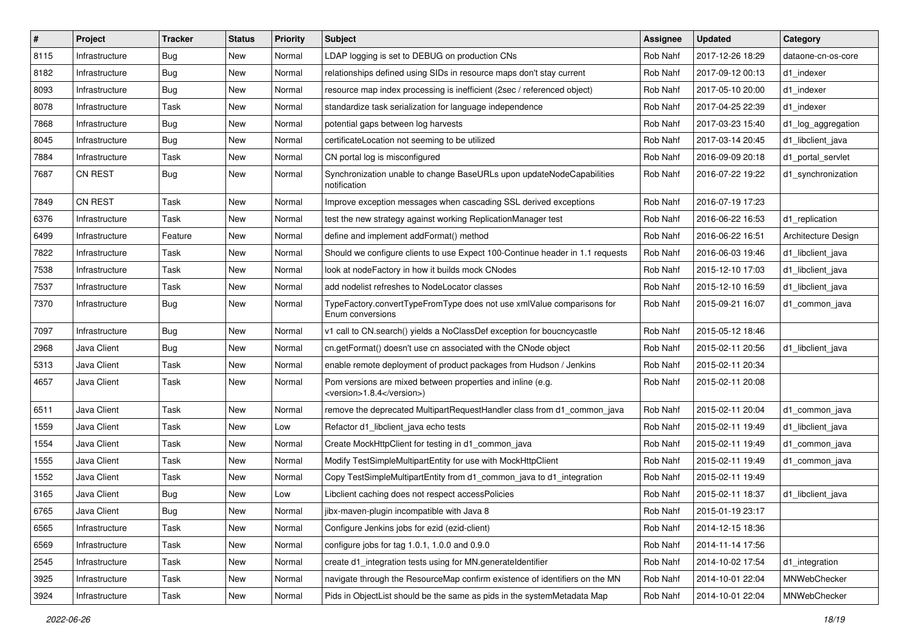| # | Project | Tracker | Status | Priority | Subject | Assignee | Updated | Category |
|---|---|---|---|---|---|---|---|---|
| 8115 | Infrastructure | Bug | New | Normal | LDAP logging is set to DEBUG on production CNs | Rob Nahf | 2017-12-26 18:29 | dataone-cn-os-core |
| 8182 | Infrastructure | Bug | New | Normal | relationships defined using SIDs in resource maps don't stay current | Rob Nahf | 2017-09-12 00:13 | d1_indexer |
| 8093 | Infrastructure | Bug | New | Normal | resource map index processing is inefficient (2sec / referenced object) | Rob Nahf | 2017-05-10 20:00 | d1_indexer |
| 8078 | Infrastructure | Task | New | Normal | standardize task serialization for language independence | Rob Nahf | 2017-04-25 22:39 | d1_indexer |
| 7868 | Infrastructure | Bug | New | Normal | potential gaps between log harvests | Rob Nahf | 2017-03-23 15:40 | d1_log_aggregation |
| 8045 | Infrastructure | Bug | New | Normal | certificateLocation not seeming to be utilized | Rob Nahf | 2017-03-14 20:45 | d1_libclient_java |
| 7884 | Infrastructure | Task | New | Normal | CN portal log is misconfigured | Rob Nahf | 2016-09-09 20:18 | d1_portal_servlet |
| 7687 | CN REST | Bug | New | Normal | Synchronization unable to change BaseURLs upon updateNodeCapabilities notification | Rob Nahf | 2016-07-22 19:22 | d1_synchronization |
| 7849 | CN REST | Task | New | Normal | Improve exception messages when cascading SSL derived exceptions | Rob Nahf | 2016-07-19 17:23 | |
| 6376 | Infrastructure | Task | New | Normal | test the new strategy against working ReplicationManager test | Rob Nahf | 2016-06-22 16:53 | d1_replication |
| 6499 | Infrastructure | Feature | New | Normal | define and implement addFormat() method | Rob Nahf | 2016-06-22 16:51 | Architecture Design |
| 7822 | Infrastructure | Task | New | Normal | Should we configure clients to use Expect 100-Continue header in 1.1 requests | Rob Nahf | 2016-06-03 19:46 | d1_libclient_java |
| 7538 | Infrastructure | Task | New | Normal | look at nodeFactory in how it builds mock CNodes | Rob Nahf | 2015-12-10 17:03 | d1_libclient_java |
| 7537 | Infrastructure | Task | New | Normal | add nodelist refreshes to NodeLocator classes | Rob Nahf | 2015-12-10 16:59 | d1_libclient_java |
| 7370 | Infrastructure | Bug | New | Normal | TypeFactory.convertTypeFromType does not use xmlValue comparisons for Enum conversions | Rob Nahf | 2015-09-21 16:07 | d1_common_java |
| 7097 | Infrastructure | Bug | New | Normal | v1 call to CN.search() yields a NoClassDef exception for boucncycastle | Rob Nahf | 2015-05-12 18:46 | |
| 2968 | Java Client | Bug | New | Normal | cn.getFormat() doesn't use cn associated with the CNode object | Rob Nahf | 2015-02-11 20:56 | d1_libclient_java |
| 5313 | Java Client | Task | New | Normal | enable remote deployment of product packages from Hudson / Jenkins | Rob Nahf | 2015-02-11 20:34 | |
| 4657 | Java Client | Task | New | Normal | Pom versions are mixed between properties and inline (e.g. <version>1.8.4</version>) | Rob Nahf | 2015-02-11 20:08 | |
| 6511 | Java Client | Task | New | Normal | remove the deprecated MultipartRequestHandler class from d1_common_java | Rob Nahf | 2015-02-11 20:04 | d1_common_java |
| 1559 | Java Client | Task | New | Low | Refactor d1_libclient_java echo tests | Rob Nahf | 2015-02-11 19:49 | d1_libclient_java |
| 1554 | Java Client | Task | New | Normal | Create MockHttpClient for testing in d1_common_java | Rob Nahf | 2015-02-11 19:49 | d1_common_java |
| 1555 | Java Client | Task | New | Normal | Modify TestSimpleMultipartEntity for use with MockHttpClient | Rob Nahf | 2015-02-11 19:49 | d1_common_java |
| 1552 | Java Client | Task | New | Normal | Copy TestSimpleMultipartEntity from d1_common_java to d1_integration | Rob Nahf | 2015-02-11 19:49 | |
| 3165 | Java Client | Bug | New | Low | Libclient caching does not respect accessPolicies | Rob Nahf | 2015-02-11 18:37 | d1_libclient_java |
| 6765 | Java Client | Bug | New | Normal | jibx-maven-plugin incompatible with Java 8 | Rob Nahf | 2015-01-19 23:17 | |
| 6565 | Infrastructure | Task | New | Normal | Configure Jenkins jobs for ezid (ezid-client) | Rob Nahf | 2014-12-15 18:36 | |
| 6569 | Infrastructure | Task | New | Normal | configure jobs for tag 1.0.1, 1.0.0 and 0.9.0 | Rob Nahf | 2014-11-14 17:56 | |
| 2545 | Infrastructure | Task | New | Normal | create d1_integration tests using for MN.generateIdentifier | Rob Nahf | 2014-10-02 17:54 | d1_integration |
| 3925 | Infrastructure | Task | New | Normal | navigate through the ResourceMap confirm existence of identifiers on the MN | Rob Nahf | 2014-10-01 22:04 | MNWebChecker |
| 3924 | Infrastructure | Task | New | Normal | Pids in ObjectList should be the same as pids in the systemMetadata Map | Rob Nahf | 2014-10-01 22:04 | MNWebChecker |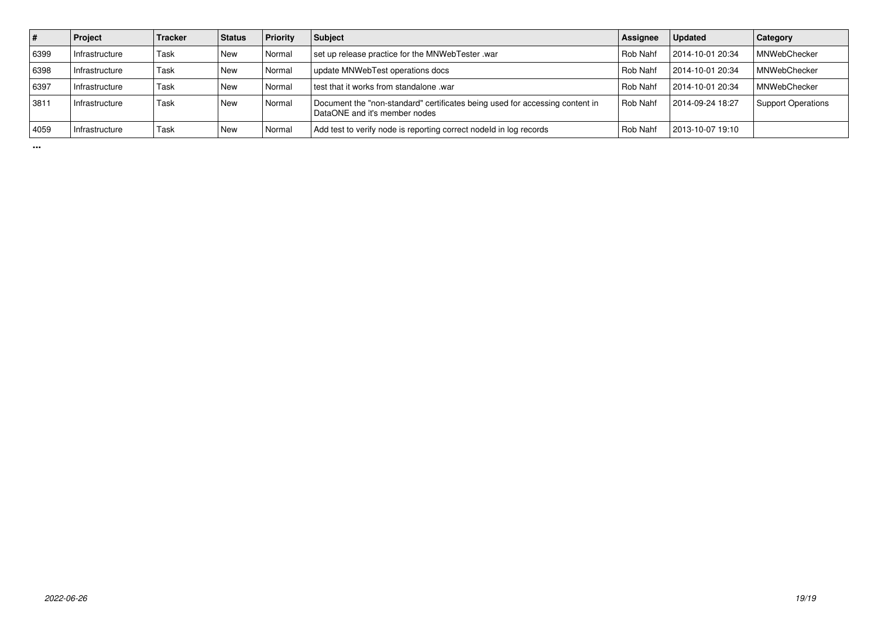| # | Project | Tracker | Status | Priority | Subject | Assignee | Updated | Category |
|---|---|---|---|---|---|---|---|---|
| 6399 | Infrastructure | Task | New | Normal | set up release practice for the MNWebTester .war | Rob Nahf | 2014-10-01 20:34 | MNWebChecker |
| 6398 | Infrastructure | Task | New | Normal | update MNWebTest operations docs | Rob Nahf | 2014-10-01 20:34 | MNWebChecker |
| 6397 | Infrastructure | Task | New | Normal | test that it works from standalone .war | Rob Nahf | 2014-10-01 20:34 | MNWebChecker |
| 3811 | Infrastructure | Task | New | Normal | Document the "non-standard" certificates being used for accessing content in DataONE and it's member nodes | Rob Nahf | 2014-09-24 18:27 | Support Operations |
| 4059 | Infrastructure | Task | New | Normal | Add test to verify node is reporting correct nodeId in log records | Rob Nahf | 2013-10-07 19:10 | |

...

2022-06-26